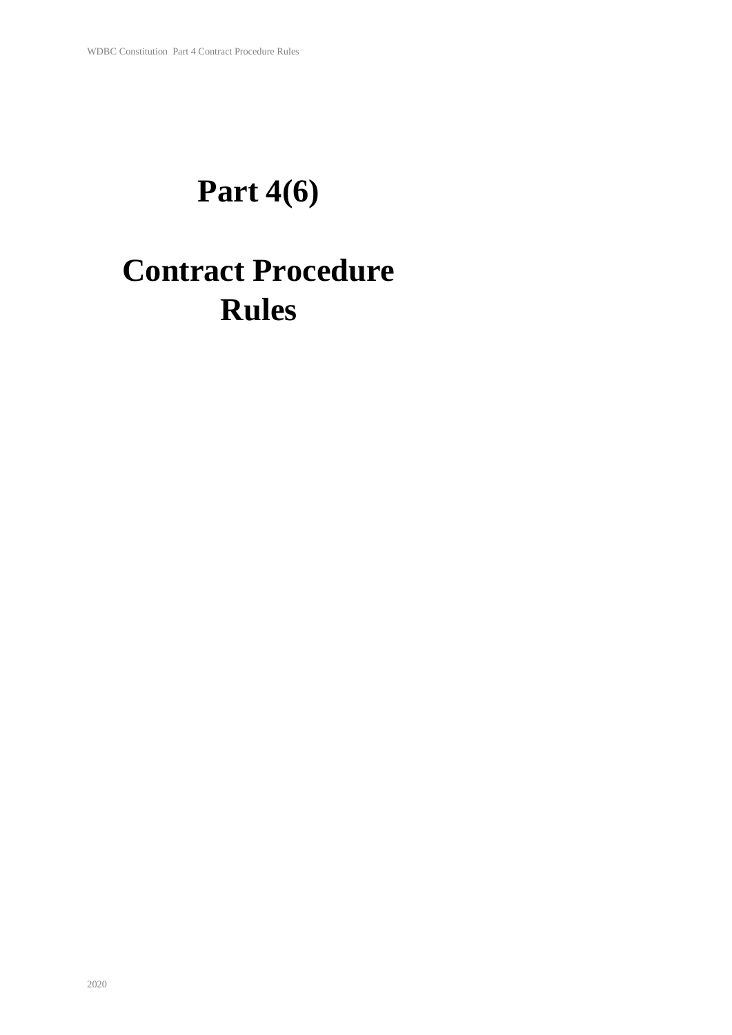# Part 4(6)

# Contract Procedure Rules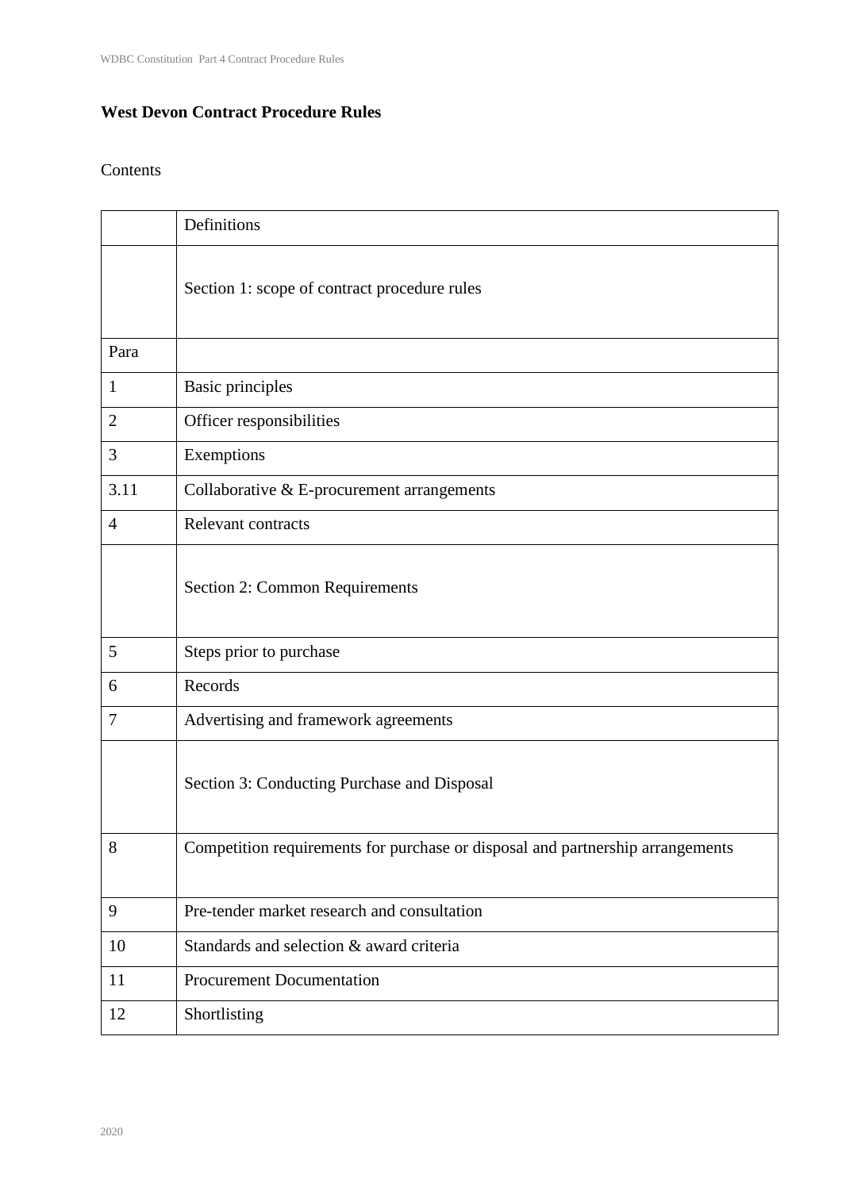**West Devon Contract Procedure Rules**

Contents

| | Definitions |
|---|---|
| | Section 1: scope of contract procedure rules |
| Para | |
| 1 | Basic principles |
| 2 | Officer responsibilities |
| 3 | Exemptions |
| 3.11 | Collaborative & E-procurement arrangements |
| 4 | Relevant contracts |
| | Section 2: Common Requirements |
| 5 | Steps prior to purchase |
| 6 | Records |
| 7 | Advertising and framework agreements |
| | Section 3: Conducting Purchase and Disposal |
| 8 | Competition requirements for purchase or disposal and partnership arrangements |
| 9 | Pre-tender market research and consultation |
| 10 | Standards and selection & award criteria |
| 11 | Procurement Documentation |
| 12 | Shortlisting |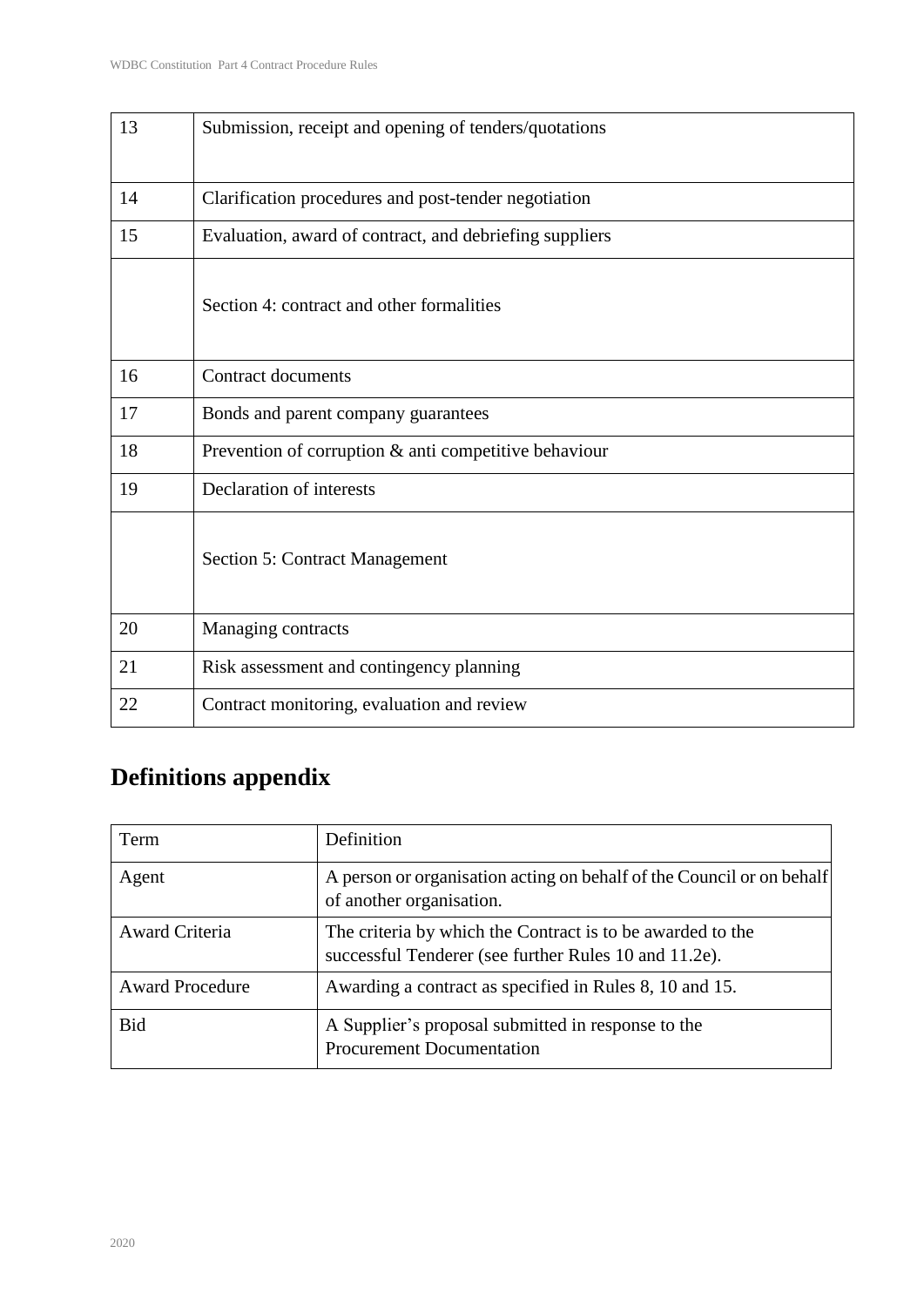| | |
|---|---|
| 13 | Submission, receipt and opening of tenders/quotations |
| 14 | Clarification procedures and post-tender negotiation |
| 15 | Evaluation, award of contract, and debriefing suppliers |
| | Section 4: contract and other formalities |
| 16 | Contract documents |
| 17 | Bonds and parent company guarantees |
| 18 | Prevention of corruption & anti competitive behaviour |
| 19 | Declaration of interests |
| | Section 5: Contract Management |
| 20 | Managing contracts |
| 21 | Risk assessment and contingency planning |
| 22 | Contract monitoring, evaluation and review |

# Definitions appendix

| Term | Definition |
|---|---|
| Agent | A person or organisation acting on behalf of the Council or on behalf of another organisation. |
| Award Criteria | The criteria by which the Contract is to be awarded to the successful Tenderer (see further Rules 10 and 11.2e). |
| Award Procedure | Awarding a contract as specified in Rules 8, 10 and 15. |
| Bid | A Supplier's proposal submitted in response to the Procurement Documentation |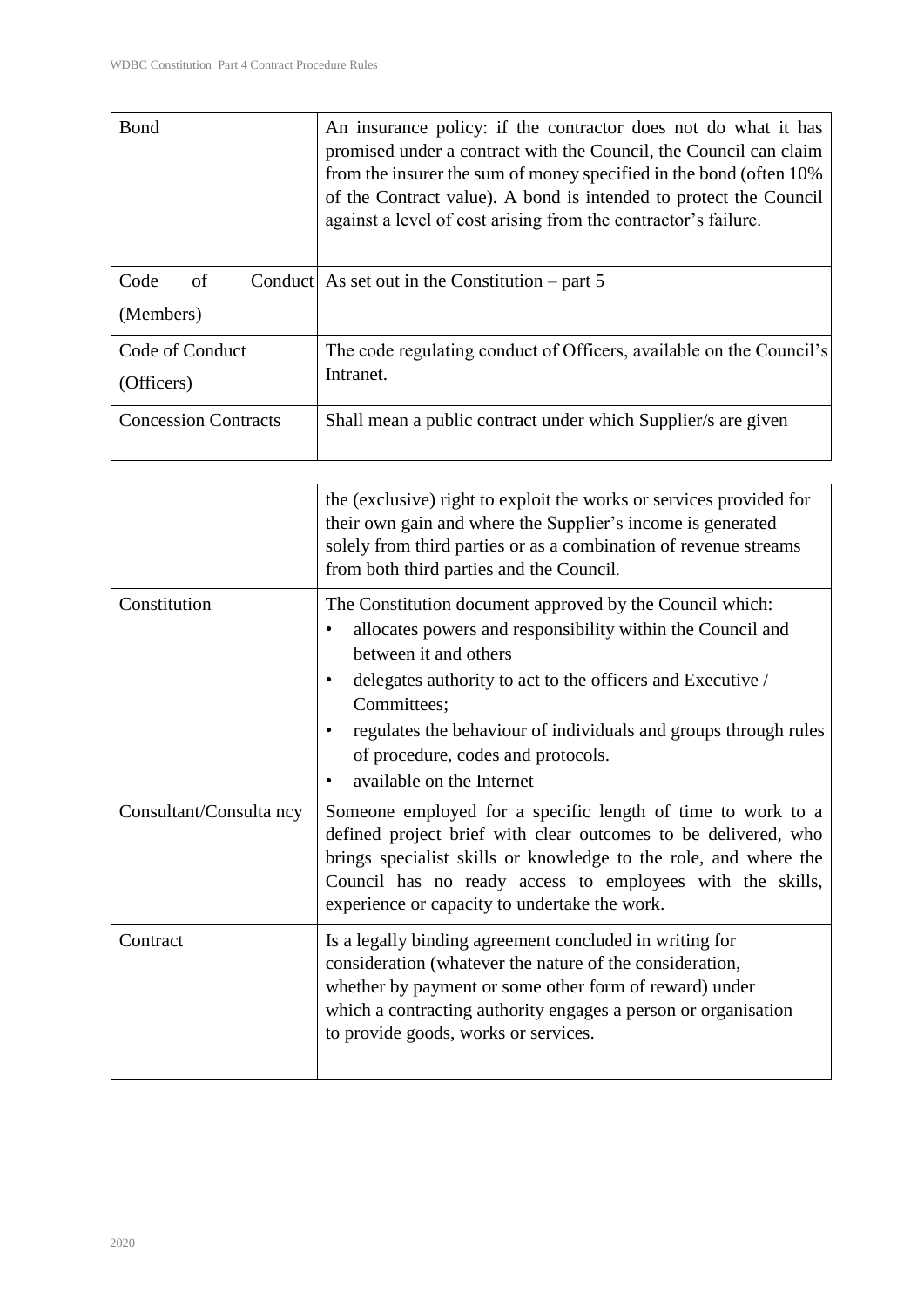| | |
|---|---|
| Bond | An insurance policy: if the contractor does not do what it has promised under a contract with the Council, the Council can claim from the insurer the sum of money specified in the bond (often 10% of the Contract value). A bond is intended to protect the Council against a level of cost arising from the contractor's failure. |
| Code of Conduct (Members) | As set out in the Constitution – part 5 |
| Code of Conduct (Officers) | The code regulating conduct of Officers, available on the Council's Intranet. |
| Concession Contracts | Shall mean a public contract under which Supplier/s are given the (exclusive) right to exploit the works or services provided for their own gain and where the Supplier's income is generated solely from third parties or as a combination of revenue streams from both third parties and the Council. |
| Constitution | The Constitution document approved by the Council which:<br>• allocates powers and responsibility within the Council and between it and others<br>• delegates authority to act to the officers and Executive / Committees;<br>• regulates the behaviour of individuals and groups through rules of procedure, codes and protocols.<br>• available on the Internet |
| Consultant/Consultancy | Someone employed for a specific length of time to work to a defined project brief with clear outcomes to be delivered, who brings specialist skills or knowledge to the role, and where the Council has no ready access to employees with the skills, experience or capacity to undertake the work. |
| Contract | Is a legally binding agreement concluded in writing for consideration (whatever the nature of the consideration, whether by payment or some other form of reward) under which a contracting authority engages a person or organisation to provide goods, works or services. |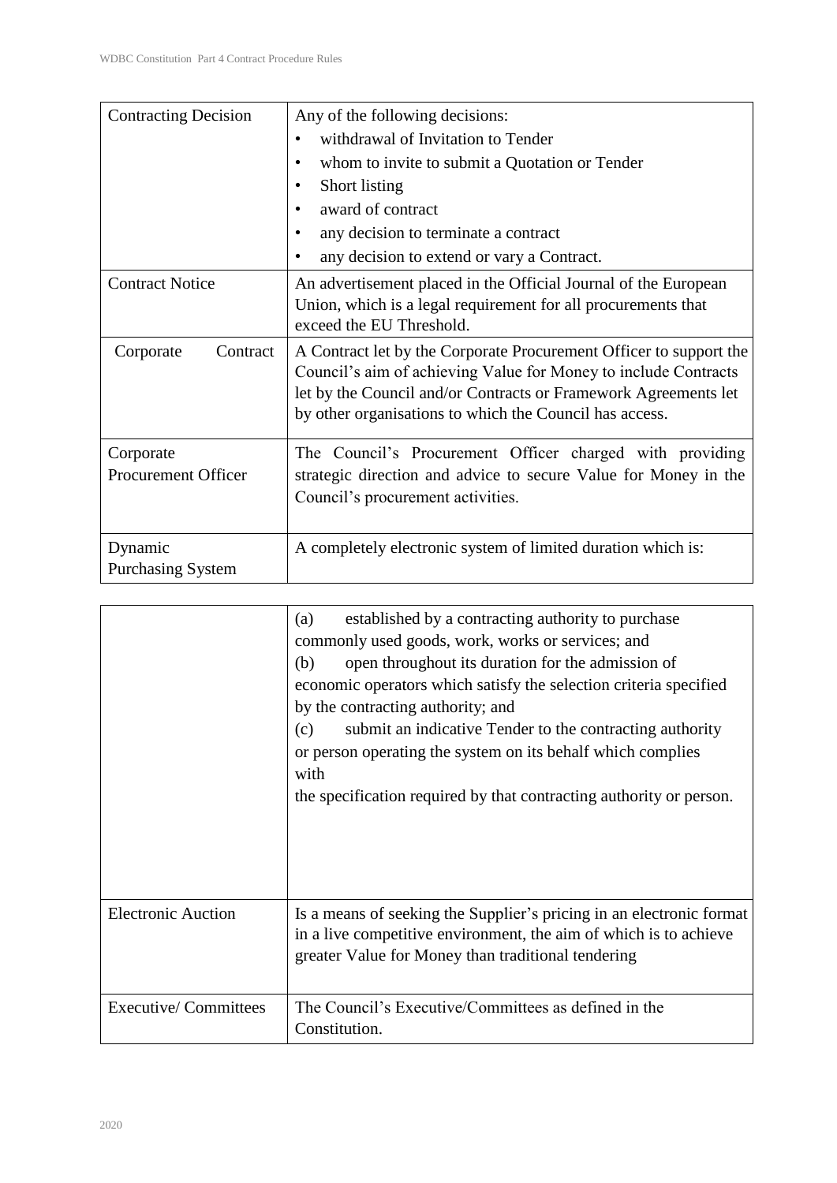| | |
|---|---|
| Contracting Decision | Any of the following decisions:<br>• withdrawal of Invitation to Tender<br>• whom to invite to submit a Quotation or Tender<br>• Short listing<br>• award of contract<br>• any decision to terminate a contract<br>• any decision to extend or vary a Contract. |
| Contract Notice | An advertisement placed in the Official Journal of the European Union, which is a legal requirement for all procurements that exceed the EU Threshold. |
| Corporate Contract | A Contract let by the Corporate Procurement Officer to support the Council's aim of achieving Value for Money to include Contracts let by the Council and/or Contracts or Framework Agreements let by other organisations to which the Council has access. |
| Corporate Procurement Officer | The Council's Procurement Officer charged with providing strategic direction and advice to secure Value for Money in the Council's procurement activities. |
| Dynamic Purchasing System | A completely electronic system of limited duration which is:<br>(a) established by a contracting authority to purchase commonly used goods, work, works or services; and<br>(b) open throughout its duration for the admission of economic operators which satisfy the selection criteria specified by the contracting authority; and<br>(c) submit an indicative Tender to the contracting authority or person operating the system on its behalf which complies with<br>the specification required by that contracting authority or person. |
| Electronic Auction | Is a means of seeking the Supplier's pricing in an electronic format in a live competitive environment, the aim of which is to achieve greater Value for Money than traditional tendering |
| Executive/ Committees | The Council's Executive/Committees as defined in the Constitution. |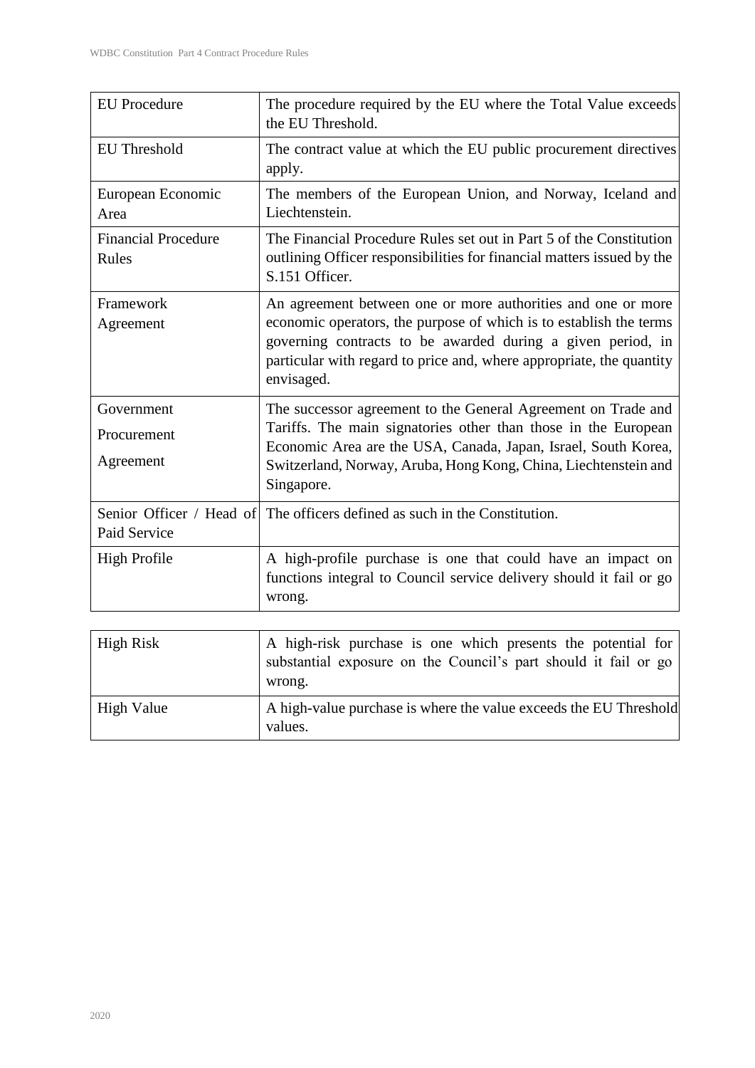| | |
|---|---|
| EU Procedure | The procedure required by the EU where the Total Value exceeds the EU Threshold. |
| EU Threshold | The contract value at which the EU public procurement directives apply. |
| European Economic Area | The members of the European Union, and Norway, Iceland and Liechtenstein. |
| Financial Procedure Rules | The Financial Procedure Rules set out in Part 5 of the Constitution outlining Officer responsibilities for financial matters issued by the S.151 Officer. |
| Framework Agreement | An agreement between one or more authorities and one or more economic operators, the purpose of which is to establish the terms governing contracts to be awarded during a given period, in particular with regard to price and, where appropriate, the quantity envisaged. |
| Government Procurement Agreement | The successor agreement to the General Agreement on Trade and Tariffs. The main signatories other than those in the European Economic Area are the USA, Canada, Japan, Israel, South Korea, Switzerland, Norway, Aruba, Hong Kong, China, Liechtenstein and Singapore. |
| Senior Officer / Head of Paid Service | The officers defined as such in the Constitution. |
| High Profile | A high-profile purchase is one that could have an impact on functions integral to Council service delivery should it fail or go wrong. |
| High Risk | A high-risk purchase is one which presents the potential for substantial exposure on the Council's part should it fail or go wrong. |
| High Value | A high-value purchase is where the value exceeds the EU Threshold values. |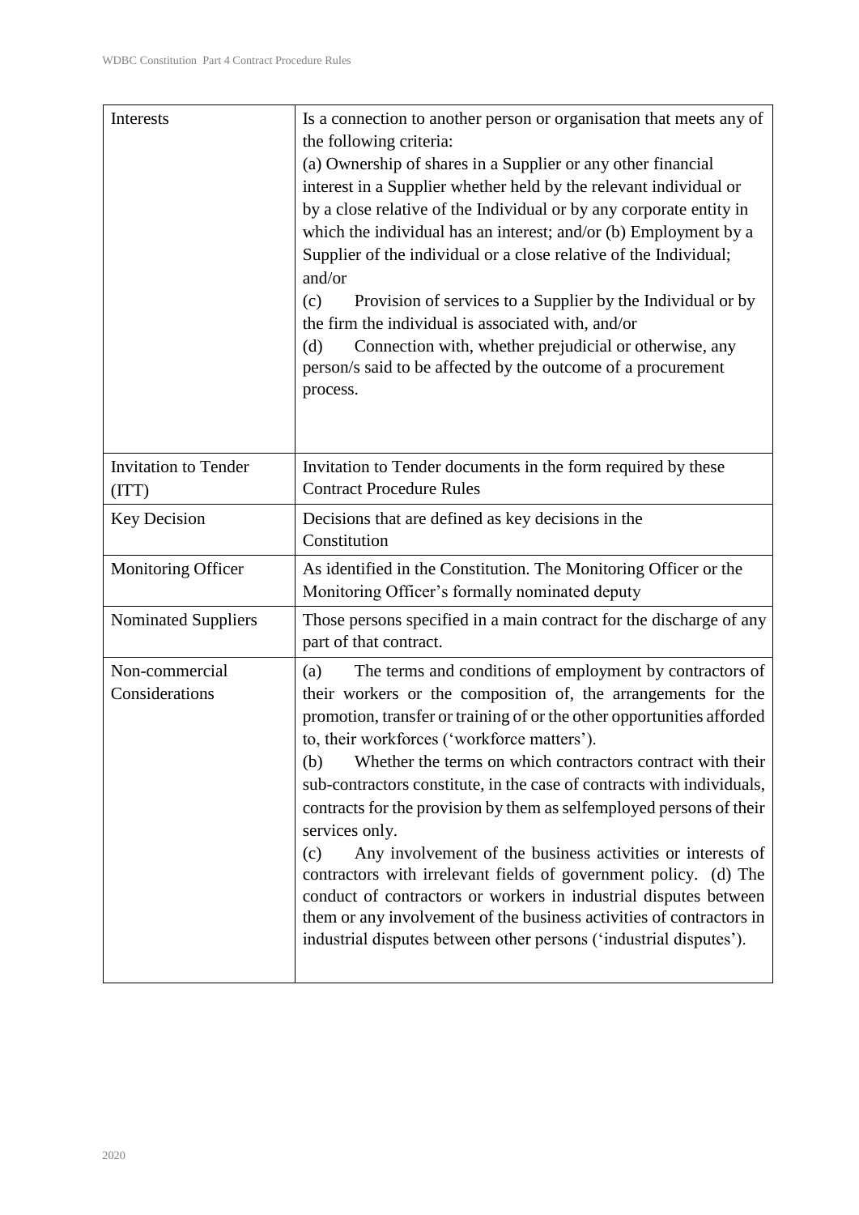| | |
|---|---|
| Interests | Is a connection to another person or organisation that meets any of the following criteria:<br>(a) Ownership of shares in a Supplier or any other financial interest in a Supplier whether held by the relevant individual or by a close relative of the Individual or by any corporate entity in which the individual has an interest; and/or (b) Employment by a Supplier of the individual or a close relative of the Individual; and/or<br>(c) Provision of services to a Supplier by the Individual or by the firm the individual is associated with, and/or<br>(d) Connection with, whether prejudicial or otherwise, any person/s said to be affected by the outcome of a procurement process. |
| Invitation to Tender (ITT) | Invitation to Tender documents in the form required by these Contract Procedure Rules |
| Key Decision | Decisions that are defined as key decisions in the Constitution |
| Monitoring Officer | As identified in the Constitution. The Monitoring Officer or the Monitoring Officer's formally nominated deputy |
| Nominated Suppliers | Those persons specified in a main contract for the discharge of any part of that contract. |
| Non-commercial Considerations | (a) The terms and conditions of employment by contractors of their workers or the composition of, the arrangements for the promotion, transfer or training of or the other opportunities afforded to, their workforces ('workforce matters').<br>(b) Whether the terms on which contractors contract with their sub-contractors constitute, in the case of contracts with individuals, contracts for the provision by them as selfemployed persons of their services only.<br>(c) Any involvement of the business activities or interests of contractors with irrelevant fields of government policy. (d) The conduct of contractors or workers in industrial disputes between them or any involvement of the business activities of contractors in industrial disputes between other persons ('industrial disputes'). |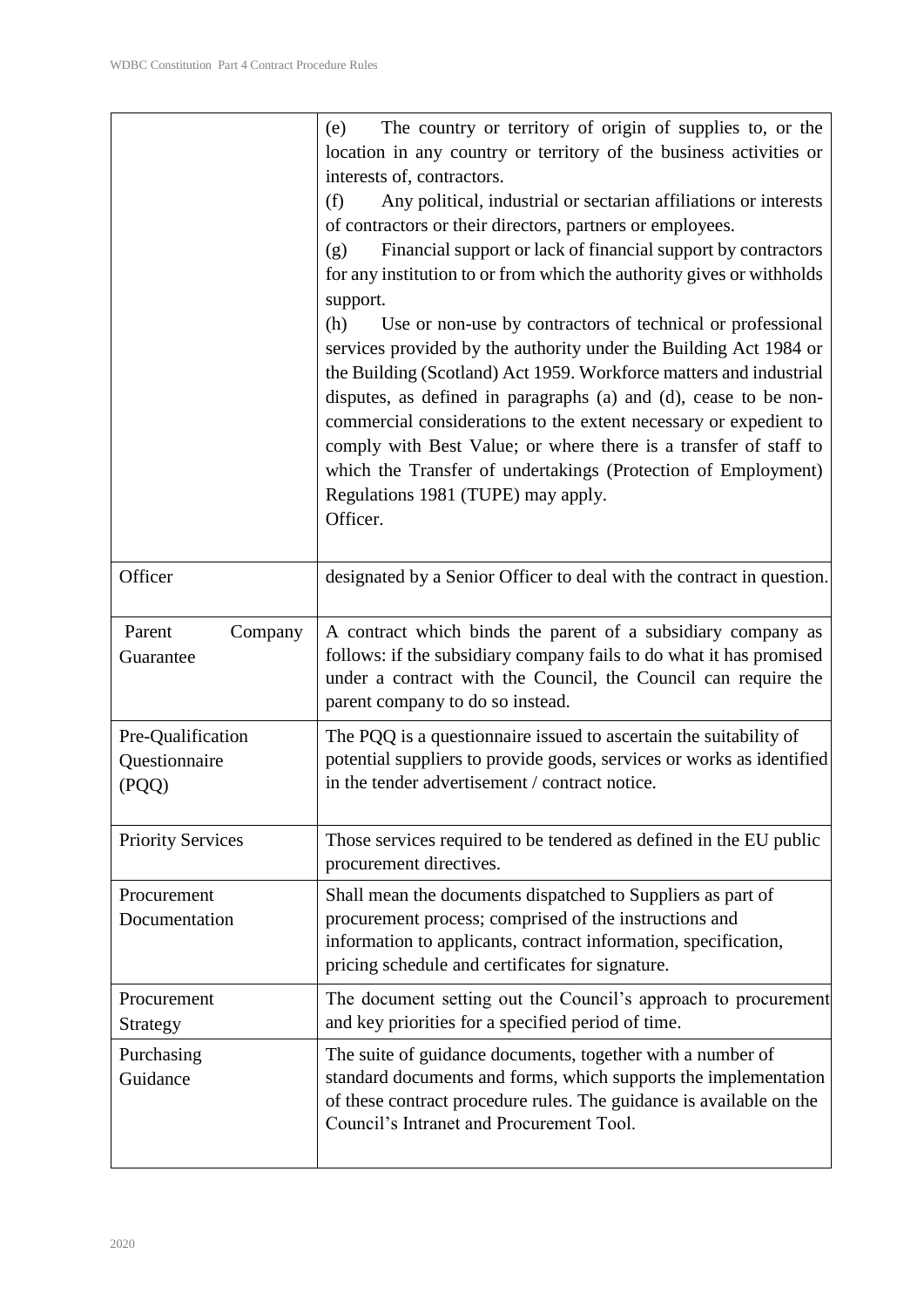| | |
|---|---|
| | (e) The country or territory of origin of supplies to, or the location in any country or territory of the business activities or interests of, contractors.<br>(f) Any political, industrial or sectarian affiliations or interests of contractors or their directors, partners or employees.<br>(g) Financial support or lack of financial support by contractors for any institution to or from which the authority gives or withholds support.<br>(h) Use or non-use by contractors of technical or professional services provided by the authority under the Building Act 1984 or the Building (Scotland) Act 1959. Workforce matters and industrial disputes, as defined in paragraphs (a) and (d), cease to be non-commercial considerations to the extent necessary or expedient to comply with Best Value; or where there is a transfer of staff to which the Transfer of undertakings (Protection of Employment) Regulations 1981 (TUPE) may apply.<br>Officer. |
| Officer | designated by a Senior Officer to deal with the contract in question. |
| Parent Company Guarantee | A contract which binds the parent of a subsidiary company as follows: if the subsidiary company fails to do what it has promised under a contract with the Council, the Council can require the parent company to do so instead. |
| Pre-Qualification Questionnaire (PQQ) | The PQQ is a questionnaire issued to ascertain the suitability of potential suppliers to provide goods, services or works as identified in the tender advertisement / contract notice. |
| Priority Services | Those services required to be tendered as defined in the EU public procurement directives. |
| Procurement Documentation | Shall mean the documents dispatched to Suppliers as part of procurement process; comprised of the instructions and information to applicants, contract information, specification, pricing schedule and certificates for signature. |
| Procurement Strategy | The document setting out the Council's approach to procurement and key priorities for a specified period of time. |
| Purchasing Guidance | The suite of guidance documents, together with a number of standard documents and forms, which supports the implementation of these contract procedure rules. The guidance is available on the Council's Intranet and Procurement Tool. |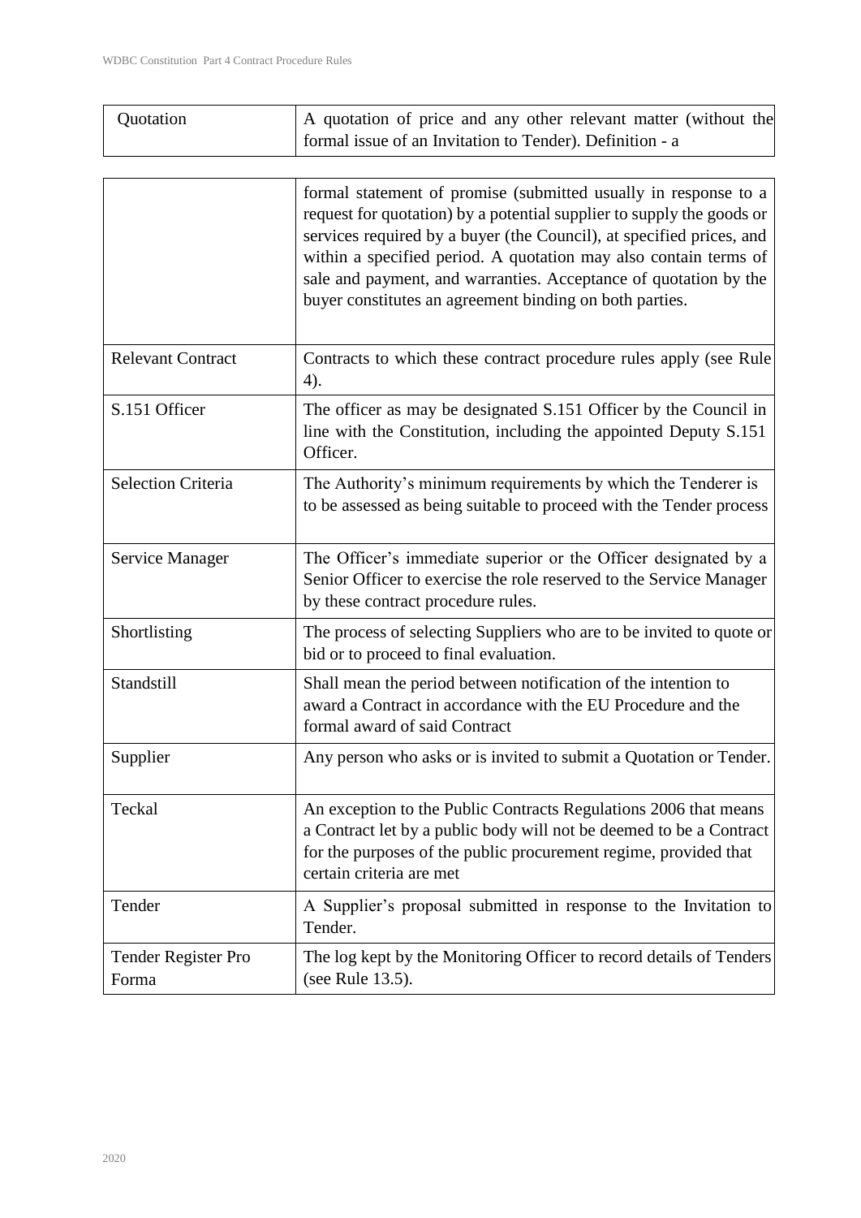| | |
|---|---|
| Quotation | A quotation of price and any other relevant matter (without the formal issue of an Invitation to Tender). Definition - a formal statement of promise (submitted usually in response to a request for quotation) by a potential supplier to supply the goods or services required by a buyer (the Council), at specified prices, and within a specified period. A quotation may also contain terms of sale and payment, and warranties. Acceptance of quotation by the buyer constitutes an agreement binding on both parties. |
| Relevant Contract | Contracts to which these contract procedure rules apply (see Rule 4). |
| S.151 Officer | The officer as may be designated S.151 Officer by the Council in line with the Constitution, including the appointed Deputy S.151 Officer. |
| Selection Criteria | The Authority's minimum requirements by which the Tenderer is to be assessed as being suitable to proceed with the Tender process |
| Service Manager | The Officer's immediate superior or the Officer designated by a Senior Officer to exercise the role reserved to the Service Manager by these contract procedure rules. |
| Shortlisting | The process of selecting Suppliers who are to be invited to quote or bid or to proceed to final evaluation. |
| Standstill | Shall mean the period between notification of the intention to award a Contract in accordance with the EU Procedure and the formal award of said Contract |
| Supplier | Any person who asks or is invited to submit a Quotation or Tender. |
| Teckal | An exception to the Public Contracts Regulations 2006 that means a Contract let by a public body will not be deemed to be a Contract for the purposes of the public procurement regime, provided that certain criteria are met |
| Tender | A Supplier's proposal submitted in response to the Invitation to Tender. |
| Tender Register Pro Forma | The log kept by the Monitoring Officer to record details of Tenders (see Rule 13.5). |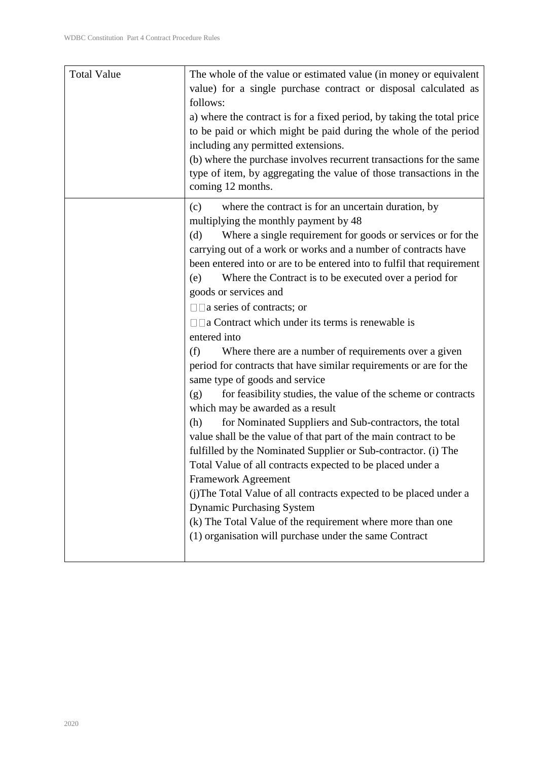| Total Value | The whole of the value or estimated value (in money or equivalent value) for a single purchase contract or disposal calculated as follows:<br>a) where the contract is for a fixed period, by taking the total price to be paid or which might be paid during the whole of the period including any permitted extensions.<br>(b) where the purchase involves recurrent transactions for the same type of item, by aggregating the value of those transactions in the coming 12 months. |
|---|---|
| | (c) where the contract is for an uncertain duration, by multiplying the monthly payment by 48<br>(d) Where a single requirement for goods or services or for the carrying out of a work or works and a number of contracts have been entered into or are to be entered into to fulfil that requirement<br>(e) Where the Contract is to be executed over a period for goods or services and<br>a series of contracts; or<br>a Contract which under its terms is renewable is entered into<br>(f) Where there are a number of requirements over a given period for contracts that have similar requirements or are for the same type of goods and service<br>(g) for feasibility studies, the value of the scheme or contracts which may be awarded as a result<br>(h) for Nominated Suppliers and Sub-contractors, the total value shall be the value of that part of the main contract to be fulfilled by the Nominated Supplier or Sub-contractor. (i) The Total Value of all contracts expected to be placed under a Framework Agreement<br>(j)The Total Value of all contracts expected to be placed under a Dynamic Purchasing System<br>(k) The Total Value of the requirement where more than one (1) organisation will purchase under the same Contract |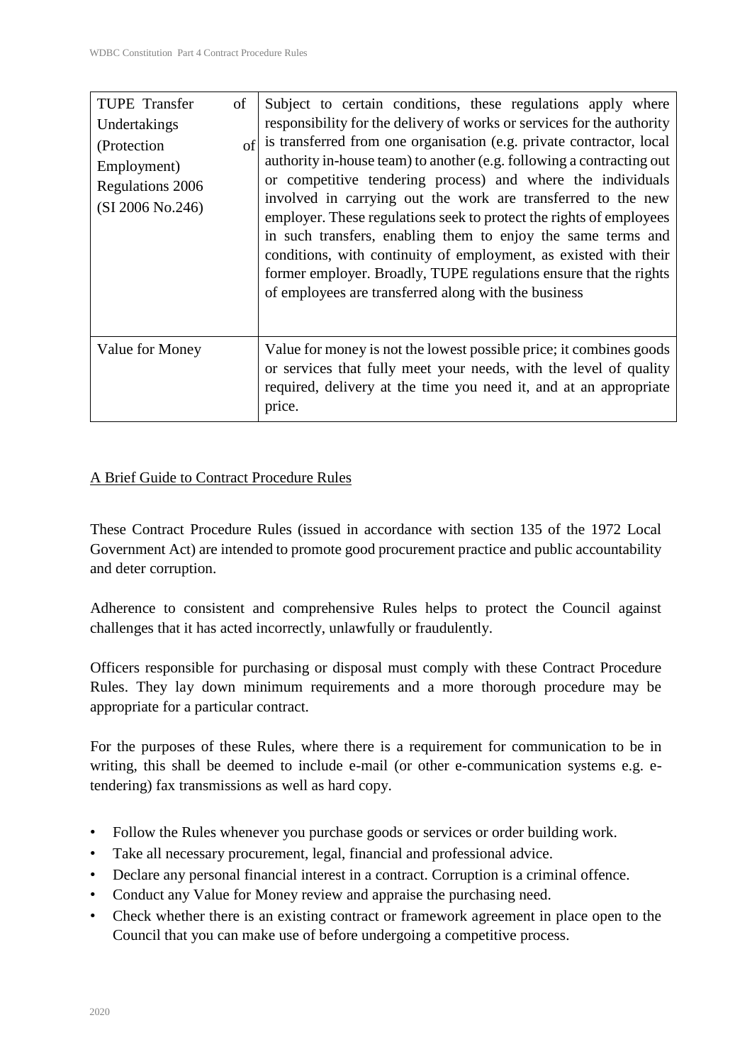| TUPE Transfer of Undertakings (Protection of Employment) Regulations 2006 (SI 2006 No.246) | Subject to certain conditions, these regulations apply where responsibility for the delivery of works or services for the authority is transferred from one organisation (e.g. private contractor, local authority in-house team) to another (e.g. following a contracting out or competitive tendering process) and where the individuals involved in carrying out the work are transferred to the new employer. These regulations seek to protect the rights of employees in such transfers, enabling them to enjoy the same terms and conditions, with continuity of employment, as existed with their former employer. Broadly, TUPE regulations ensure that the rights of employees are transferred along with the business |
|---|---|
| Value for Money | Value for money is not the lowest possible price; it combines goods or services that fully meet your needs, with the level of quality required, delivery at the time you need it, and at an appropriate price. |

## A Brief Guide to Contract Procedure Rules

These Contract Procedure Rules (issued in accordance with section 135 of the 1972 Local Government Act) are intended to promote good procurement practice and public accountability and deter corruption.

Adherence to consistent and comprehensive Rules helps to protect the Council against challenges that it has acted incorrectly, unlawfully or fraudulently.

Officers responsible for purchasing or disposal must comply with these Contract Procedure Rules. They lay down minimum requirements and a more thorough procedure may be appropriate for a particular contract.

For the purposes of these Rules, where there is a requirement for communication to be in writing, this shall be deemed to include e-mail (or other e-communication systems e.g. e-tendering) fax transmissions as well as hard copy.

- Follow the Rules whenever you purchase goods or services or order building work.
- Take all necessary procurement, legal, financial and professional advice.
- Declare any personal financial interest in a contract. Corruption is a criminal offence.
- Conduct any Value for Money review and appraise the purchasing need.
- Check whether there is an existing contract or framework agreement in place open to the Council that you can make use of before undergoing a competitive process.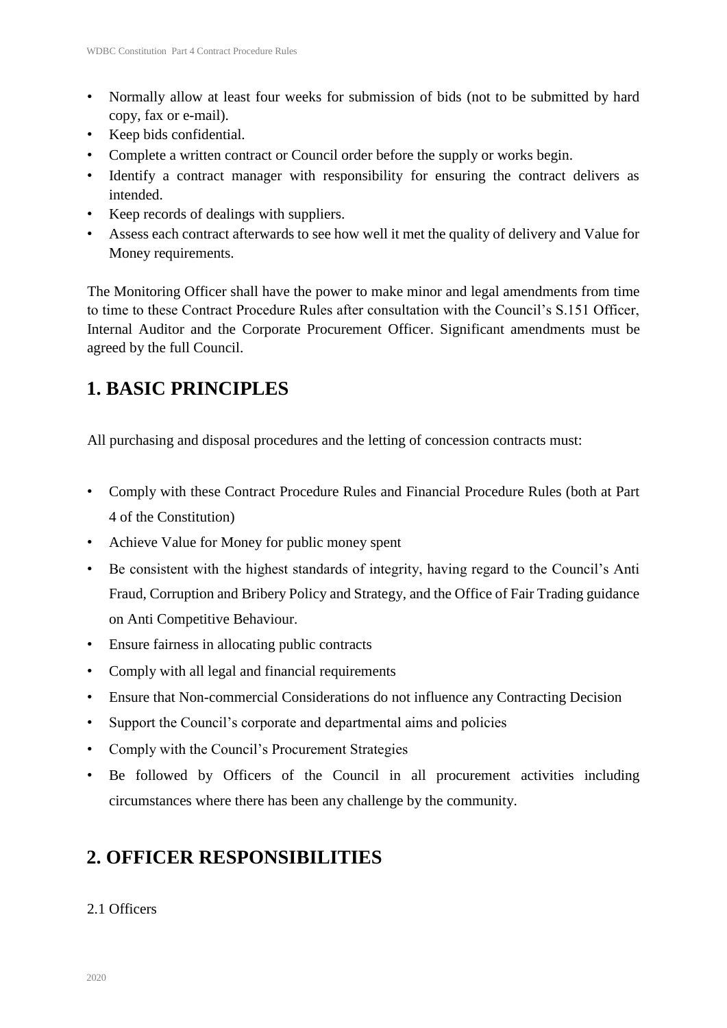- Normally allow at least four weeks for submission of bids (not to be submitted by hard copy, fax or e-mail).
- Keep bids confidential.
- Complete a written contract or Council order before the supply or works begin.
- Identify a contract manager with responsibility for ensuring the contract delivers as intended.
- Keep records of dealings with suppliers.
- Assess each contract afterwards to see how well it met the quality of delivery and Value for Money requirements.

The Monitoring Officer shall have the power to make minor and legal amendments from time to time to these Contract Procedure Rules after consultation with the Council's S.151 Officer, Internal Auditor and the Corporate Procurement Officer. Significant amendments must be agreed by the full Council.

## 1. BASIC PRINCIPLES

All purchasing and disposal procedures and the letting of concession contracts must:

- Comply with these Contract Procedure Rules and Financial Procedure Rules (both at Part 4 of the Constitution)
- Achieve Value for Money for public money spent
- Be consistent with the highest standards of integrity, having regard to the Council's Anti Fraud, Corruption and Bribery Policy and Strategy, and the Office of Fair Trading guidance on Anti Competitive Behaviour.
- Ensure fairness in allocating public contracts
- Comply with all legal and financial requirements
- Ensure that Non-commercial Considerations do not influence any Contracting Decision
- Support the Council's corporate and departmental aims and policies
- Comply with the Council's Procurement Strategies
- Be followed by Officers of the Council in all procurement activities including circumstances where there has been any challenge by the community.

## 2. OFFICER RESPONSIBILITIES

2.1 Officers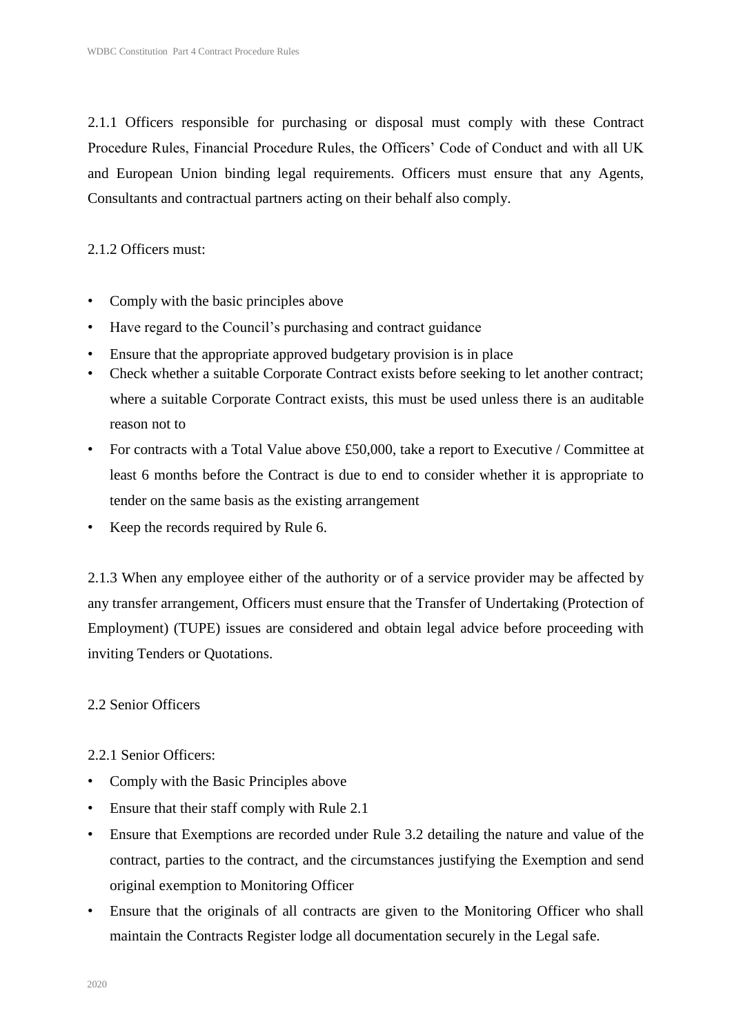2.1.1 Officers responsible for purchasing or disposal must comply with these Contract Procedure Rules, Financial Procedure Rules, the Officers' Code of Conduct and with all UK and European Union binding legal requirements. Officers must ensure that any Agents, Consultants and contractual partners acting on their behalf also comply.

2.1.2 Officers must:

- Comply with the basic principles above
- Have regard to the Council's purchasing and contract guidance
- Ensure that the appropriate approved budgetary provision is in place
- Check whether a suitable Corporate Contract exists before seeking to let another contract; where a suitable Corporate Contract exists, this must be used unless there is an auditable reason not to
- For contracts with a Total Value above £50,000, take a report to Executive / Committee at least 6 months before the Contract is due to end to consider whether it is appropriate to tender on the same basis as the existing arrangement
- Keep the records required by Rule 6.

2.1.3 When any employee either of the authority or of a service provider may be affected by any transfer arrangement, Officers must ensure that the Transfer of Undertaking (Protection of Employment) (TUPE) issues are considered and obtain legal advice before proceeding with inviting Tenders or Quotations.

2.2 Senior Officers

2.2.1 Senior Officers:

- Comply with the Basic Principles above
- Ensure that their staff comply with Rule 2.1
- Ensure that Exemptions are recorded under Rule 3.2 detailing the nature and value of the contract, parties to the contract, and the circumstances justifying the Exemption and send original exemption to Monitoring Officer
- Ensure that the originals of all contracts are given to the Monitoring Officer who shall maintain the Contracts Register lodge all documentation securely in the Legal safe.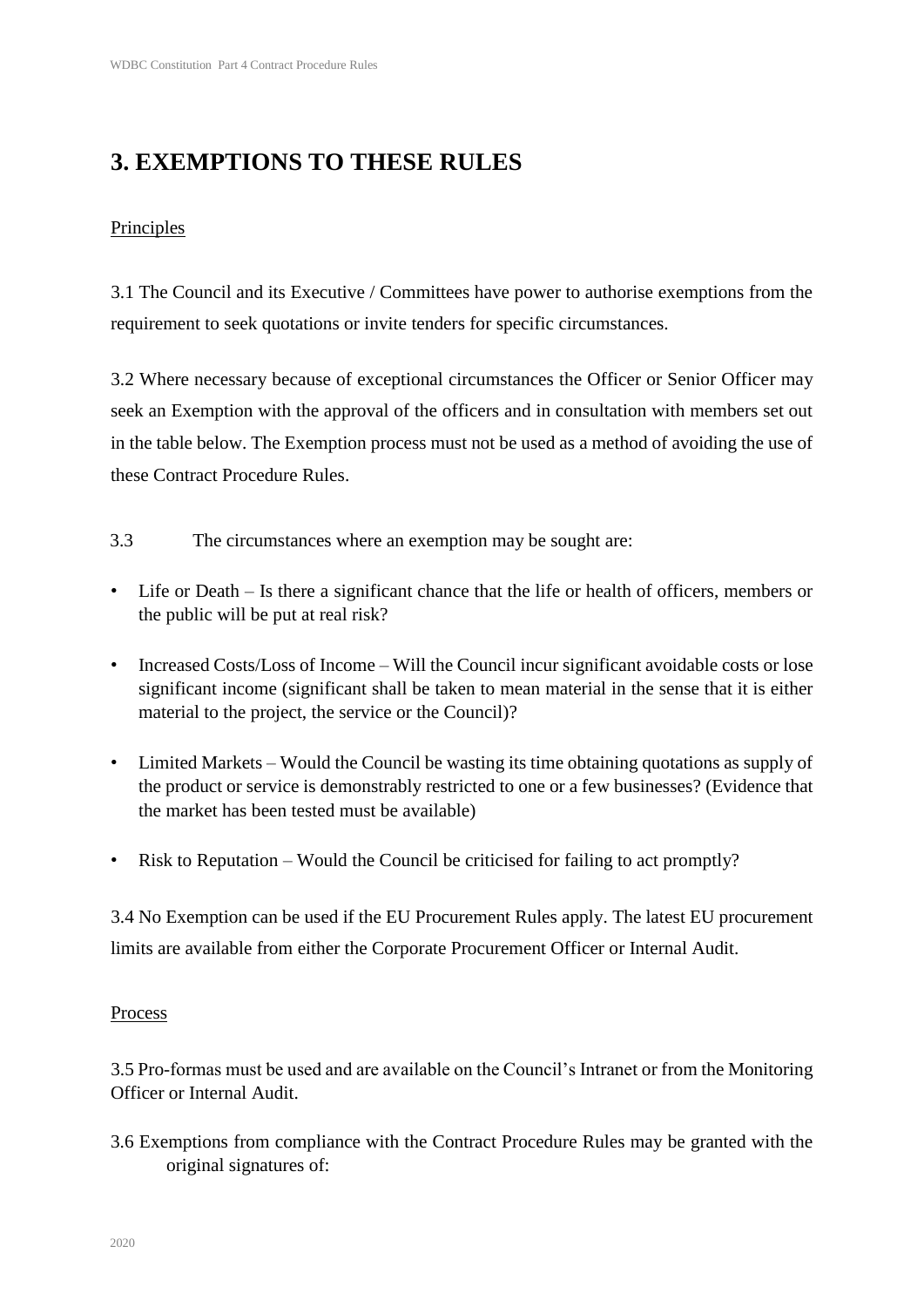# 3. EXEMPTIONS TO THESE RULES

Principles

3.1 The Council and its Executive / Committees have power to authorise exemptions from the requirement to seek quotations or invite tenders for specific circumstances.

3.2 Where necessary because of exceptional circumstances the Officer or Senior Officer may seek an Exemption with the approval of the officers and in consultation with members set out in the table below. The Exemption process must not be used as a method of avoiding the use of these Contract Procedure Rules.

3.3 The circumstances where an exemption may be sought are:

- Life or Death – Is there a significant chance that the life or health of officers, members or the public will be put at real risk?
- Increased Costs/Loss of Income – Will the Council incur significant avoidable costs or lose significant income (significant shall be taken to mean material in the sense that it is either material to the project, the service or the Council)?
- Limited Markets – Would the Council be wasting its time obtaining quotations as supply of the product or service is demonstrably restricted to one or a few businesses? (Evidence that the market has been tested must be available)
- Risk to Reputation – Would the Council be criticised for failing to act promptly?

3.4 No Exemption can be used if the EU Procurement Rules apply. The latest EU procurement limits are available from either the Corporate Procurement Officer or Internal Audit.

Process

3.5 Pro-formas must be used and are available on the Council's Intranet or from the Monitoring Officer or Internal Audit.

3.6 Exemptions from compliance with the Contract Procedure Rules may be granted with the original signatures of: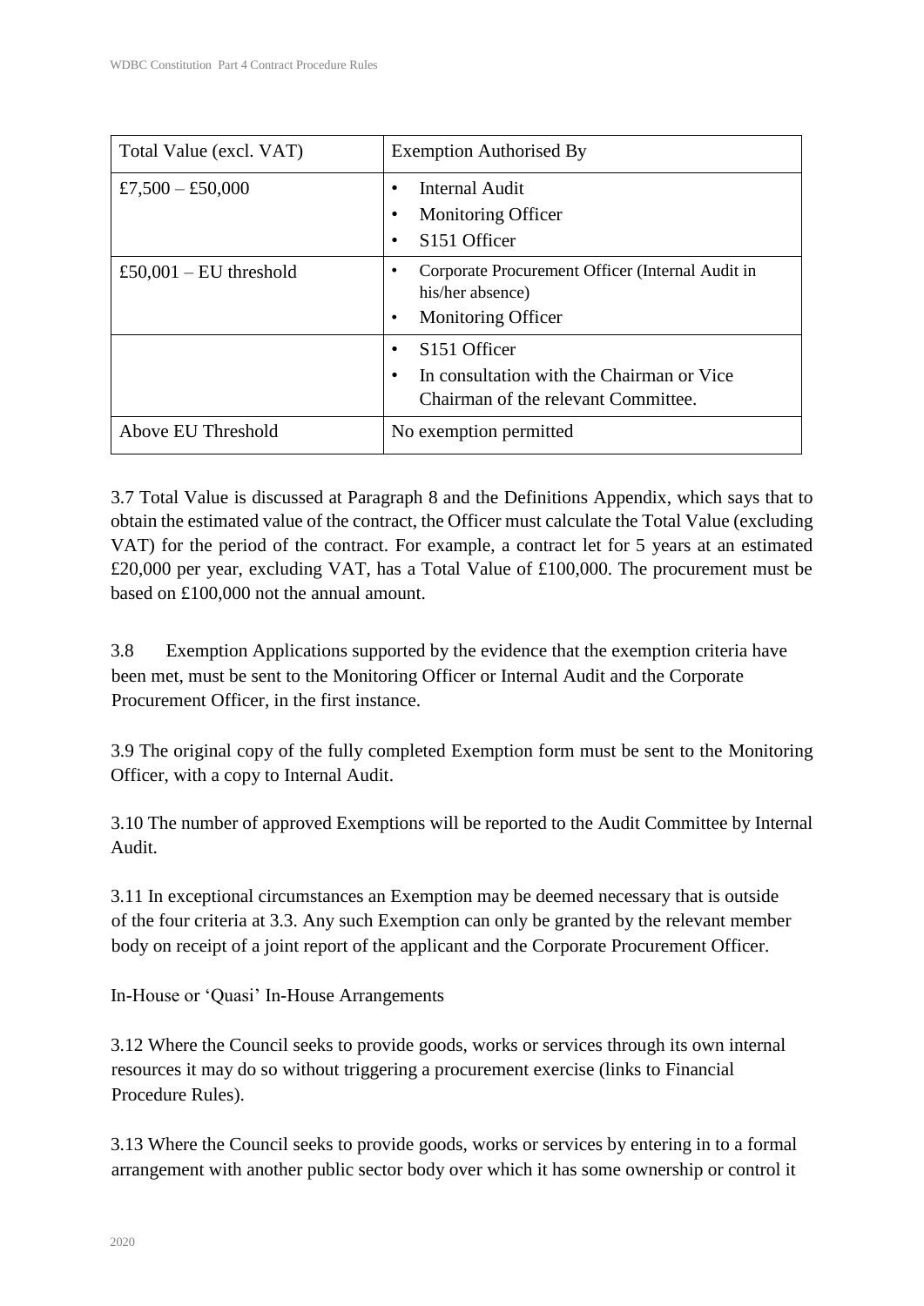| Total Value (excl. VAT) | Exemption Authorised By |
|---|---|
| £7,500 – £50,000 | • Internal Audit<br>• Monitoring Officer<br>• S151 Officer |
| £50,001 – EU threshold | • Corporate Procurement Officer (Internal Audit in his/her absence)<br>• Monitoring Officer |
| | • S151 Officer<br>• In consultation with the Chairman or Vice Chairman of the relevant Committee. |
| Above EU Threshold | No exemption permitted |

3.7 Total Value is discussed at Paragraph 8 and the Definitions Appendix, which says that to obtain the estimated value of the contract, the Officer must calculate the Total Value (excluding VAT) for the period of the contract. For example, a contract let for 5 years at an estimated £20,000 per year, excluding VAT, has a Total Value of £100,000. The procurement must be based on £100,000 not the annual amount.

3.8 Exemption Applications supported by the evidence that the exemption criteria have been met, must be sent to the Monitoring Officer or Internal Audit and the Corporate Procurement Officer, in the first instance.

3.9 The original copy of the fully completed Exemption form must be sent to the Monitoring Officer, with a copy to Internal Audit.

3.10 The number of approved Exemptions will be reported to the Audit Committee by Internal Audit.

3.11 In exceptional circumstances an Exemption may be deemed necessary that is outside of the four criteria at 3.3. Any such Exemption can only be granted by the relevant member body on receipt of a joint report of the applicant and the Corporate Procurement Officer.

In-House or 'Quasi' In-House Arrangements

3.12 Where the Council seeks to provide goods, works or services through its own internal resources it may do so without triggering a procurement exercise (links to Financial Procedure Rules).

3.13 Where the Council seeks to provide goods, works or services by entering in to a formal arrangement with another public sector body over which it has some ownership or control it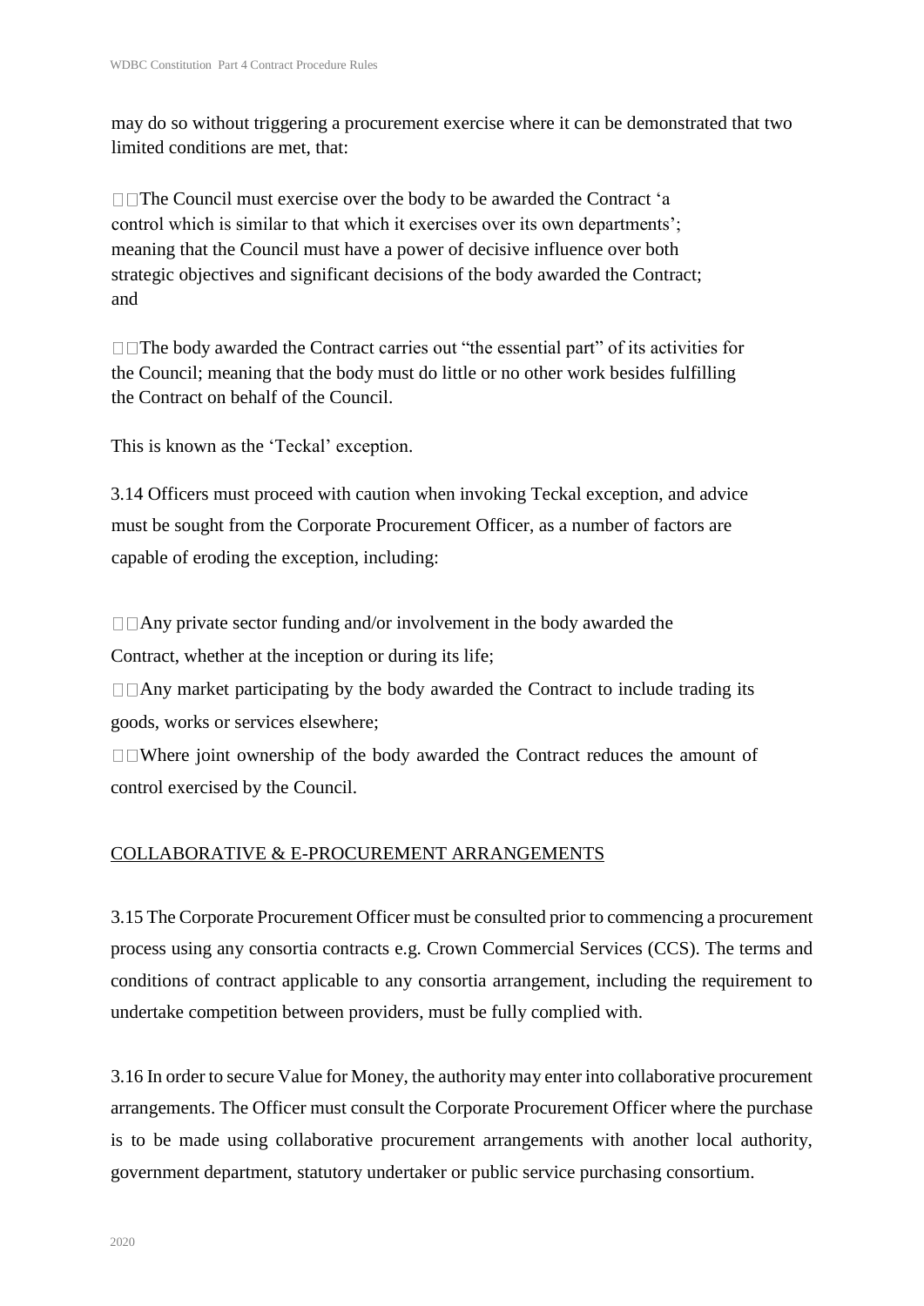may do so without triggering a procurement exercise where it can be demonstrated that two limited conditions are met, that:

- The Council must exercise over the body to be awarded the Contract 'a control which is similar to that which it exercises over its own departments'; meaning that the Council must have a power of decisive influence over both strategic objectives and significant decisions of the body awarded the Contract; and

- The body awarded the Contract carries out "the essential part" of its activities for the Council; meaning that the body must do little or no other work besides fulfilling the Contract on behalf of the Council.

This is known as the 'Teckal' exception.

3.14 Officers must proceed with caution when invoking Teckal exception, and advice must be sought from the Corporate Procurement Officer, as a number of factors are capable of eroding the exception, including:

- Any private sector funding and/or involvement in the body awarded the Contract, whether at the inception or during its life;
- Any market participating by the body awarded the Contract to include trading its goods, works or services elsewhere;
- Where joint ownership of the body awarded the Contract reduces the amount of control exercised by the Council.

COLLABORATIVE & E-PROCUREMENT ARRANGEMENTS

3.15 The Corporate Procurement Officer must be consulted prior to commencing a procurement process using any consortia contracts e.g. Crown Commercial Services (CCS). The terms and conditions of contract applicable to any consortia arrangement, including the requirement to undertake competition between providers, must be fully complied with.

3.16 In order to secure Value for Money, the authority may enter into collaborative procurement arrangements. The Officer must consult the Corporate Procurement Officer where the purchase is to be made using collaborative procurement arrangements with another local authority, government department, statutory undertaker or public service purchasing consortium.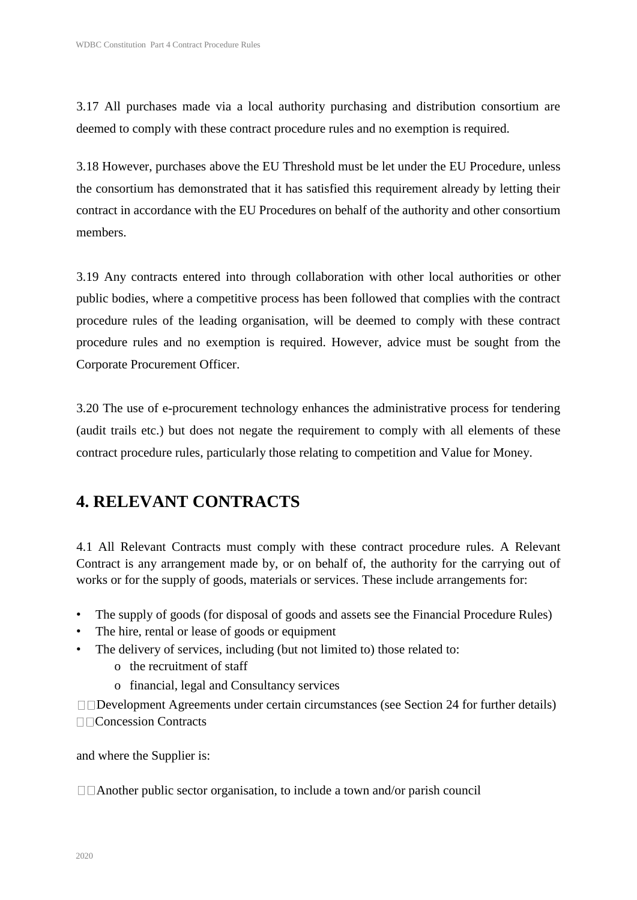3.17 All purchases made via a local authority purchasing and distribution consortium are deemed to comply with these contract procedure rules and no exemption is required.

3.18 However, purchases above the EU Threshold must be let under the EU Procedure, unless the consortium has demonstrated that it has satisfied this requirement already by letting their contract in accordance with the EU Procedures on behalf of the authority and other consortium members.

3.19 Any contracts entered into through collaboration with other local authorities or other public bodies, where a competitive process has been followed that complies with the contract procedure rules of the leading organisation, will be deemed to comply with these contract procedure rules and no exemption is required. However, advice must be sought from the Corporate Procurement Officer.

3.20 The use of e-procurement technology enhances the administrative process for tendering (audit trails etc.) but does not negate the requirement to comply with all elements of these contract procedure rules, particularly those relating to competition and Value for Money.

## 4. RELEVANT CONTRACTS

4.1 All Relevant Contracts must comply with these contract procedure rules. A Relevant Contract is any arrangement made by, or on behalf of, the authority for the carrying out of works or for the supply of goods, materials or services. These include arrangements for:

- The supply of goods (for disposal of goods and assets see the Financial Procedure Rules)
- The hire, rental or lease of goods or equipment
- The delivery of services, including (but not limited to) those related to:
  - the recruitment of staff
  - financial, legal and Consultancy services
- Development Agreements under certain circumstances (see Section 24 for further details)
- Concession Contracts

and where the Supplier is:

- Another public sector organisation, to include a town and/or parish council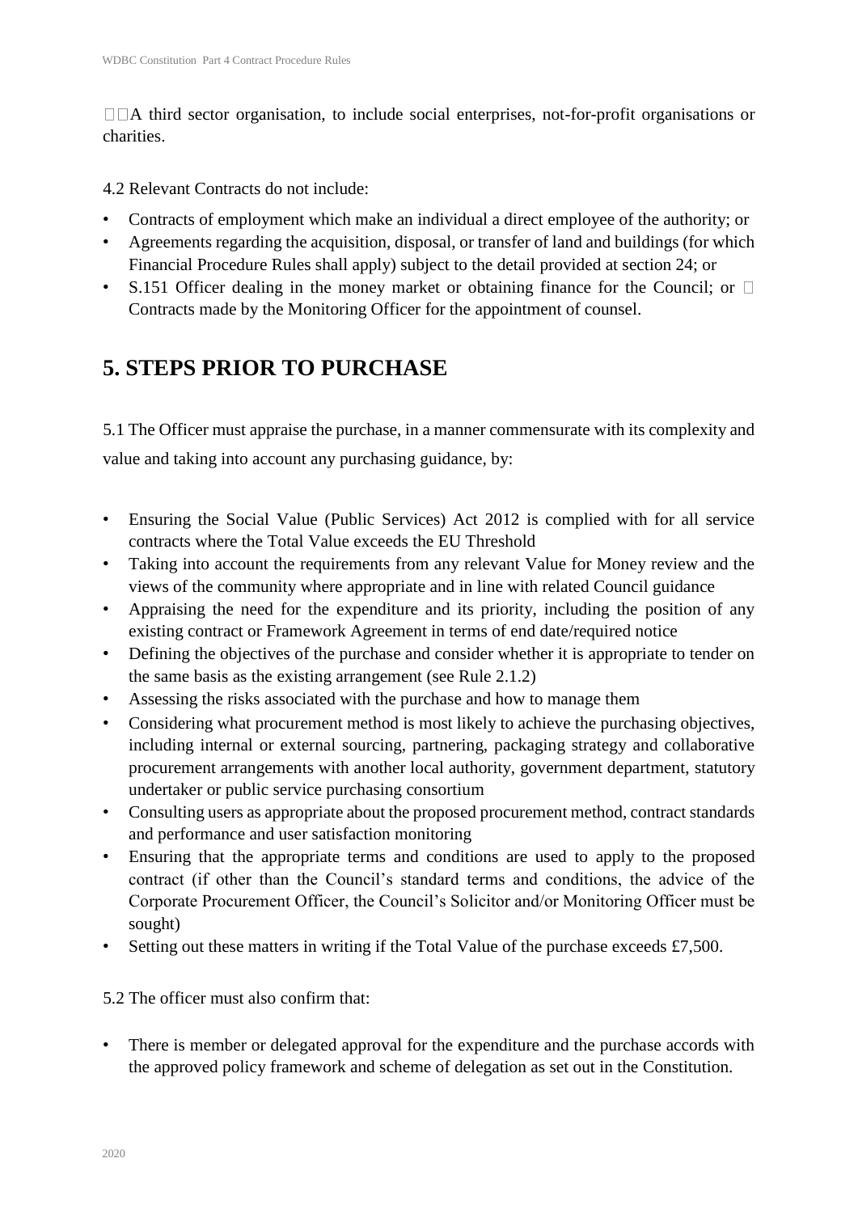- A third sector organisation, to include social enterprises, not-for-profit organisations or charities.

4.2 Relevant Contracts do not include:

- Contracts of employment which make an individual a direct employee of the authority; or
- Agreements regarding the acquisition, disposal, or transfer of land and buildings (for which Financial Procedure Rules shall apply) subject to the detail provided at section 24; or
- S.151 Officer dealing in the money market or obtaining finance for the Council; or
- Contracts made by the Monitoring Officer for the appointment of counsel.

## 5. STEPS PRIOR TO PURCHASE

5.1 The Officer must appraise the purchase, in a manner commensurate with its complexity and value and taking into account any purchasing guidance, by:

- Ensuring the Social Value (Public Services) Act 2012 is complied with for all service contracts where the Total Value exceeds the EU Threshold
- Taking into account the requirements from any relevant Value for Money review and the views of the community where appropriate and in line with related Council guidance
- Appraising the need for the expenditure and its priority, including the position of any existing contract or Framework Agreement in terms of end date/required notice
- Defining the objectives of the purchase and consider whether it is appropriate to tender on the same basis as the existing arrangement (see Rule 2.1.2)
- Assessing the risks associated with the purchase and how to manage them
- Considering what procurement method is most likely to achieve the purchasing objectives, including internal or external sourcing, partnering, packaging strategy and collaborative procurement arrangements with another local authority, government department, statutory undertaker or public service purchasing consortium
- Consulting users as appropriate about the proposed procurement method, contract standards and performance and user satisfaction monitoring
- Ensuring that the appropriate terms and conditions are used to apply to the proposed contract (if other than the Council's standard terms and conditions, the advice of the Corporate Procurement Officer, the Council's Solicitor and/or Monitoring Officer must be sought)
- Setting out these matters in writing if the Total Value of the purchase exceeds £7,500.

5.2 The officer must also confirm that:

- There is member or delegated approval for the expenditure and the purchase accords with the approved policy framework and scheme of delegation as set out in the Constitution.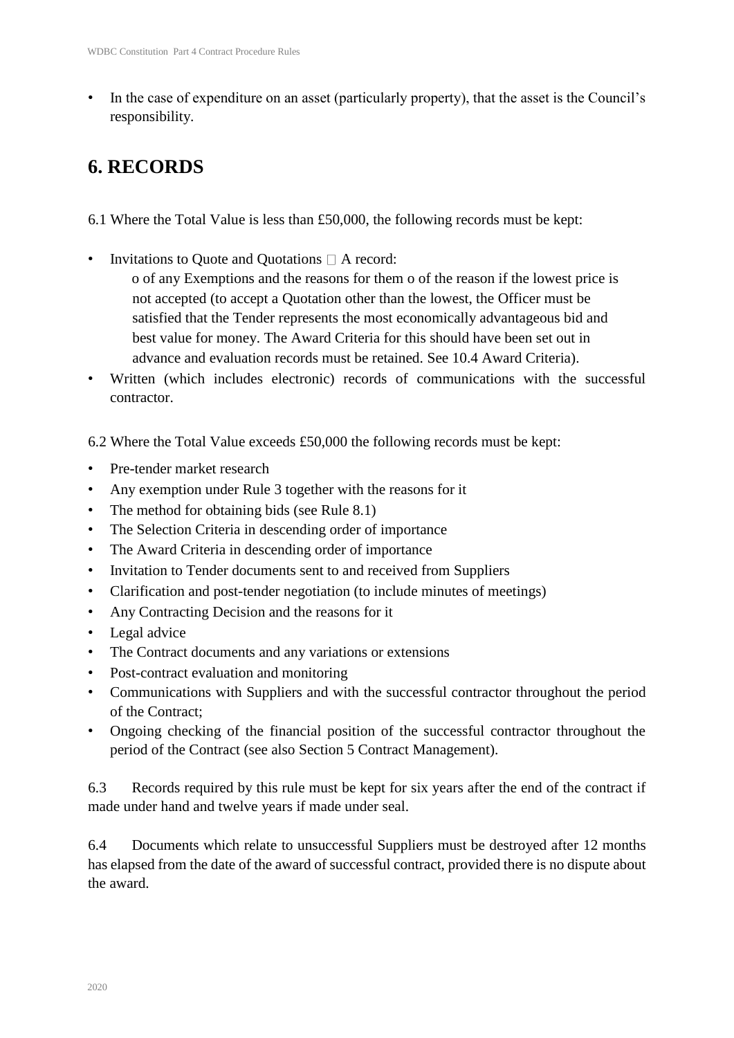- In the case of expenditure on an asset (particularly property), that the asset is the Council's responsibility.

# 6. RECORDS

6.1 Where the Total Value is less than £50,000, the following records must be kept:

- Invitations to Quote and Quotations  A record:
  - o of any Exemptions and the reasons for them o of the reason if the lowest price is not accepted (to accept a Quotation other than the lowest, the Officer must be satisfied that the Tender represents the most economically advantageous bid and best value for money. The Award Criteria for this should have been set out in advance and evaluation records must be retained. See 10.4 Award Criteria).
- Written (which includes electronic) records of communications with the successful contractor.

6.2 Where the Total Value exceeds £50,000 the following records must be kept:

- Pre-tender market research
- Any exemption under Rule 3 together with the reasons for it
- The method for obtaining bids (see Rule 8.1)
- The Selection Criteria in descending order of importance
- The Award Criteria in descending order of importance
- Invitation to Tender documents sent to and received from Suppliers
- Clarification and post-tender negotiation (to include minutes of meetings)
- Any Contracting Decision and the reasons for it
- Legal advice
- The Contract documents and any variations or extensions
- Post-contract evaluation and monitoring
- Communications with Suppliers and with the successful contractor throughout the period of the Contract;
- Ongoing checking of the financial position of the successful contractor throughout the period of the Contract (see also Section 5 Contract Management).

6.3 Records required by this rule must be kept for six years after the end of the contract if made under hand and twelve years if made under seal.

6.4 Documents which relate to unsuccessful Suppliers must be destroyed after 12 months has elapsed from the date of the award of successful contract, provided there is no dispute about the award.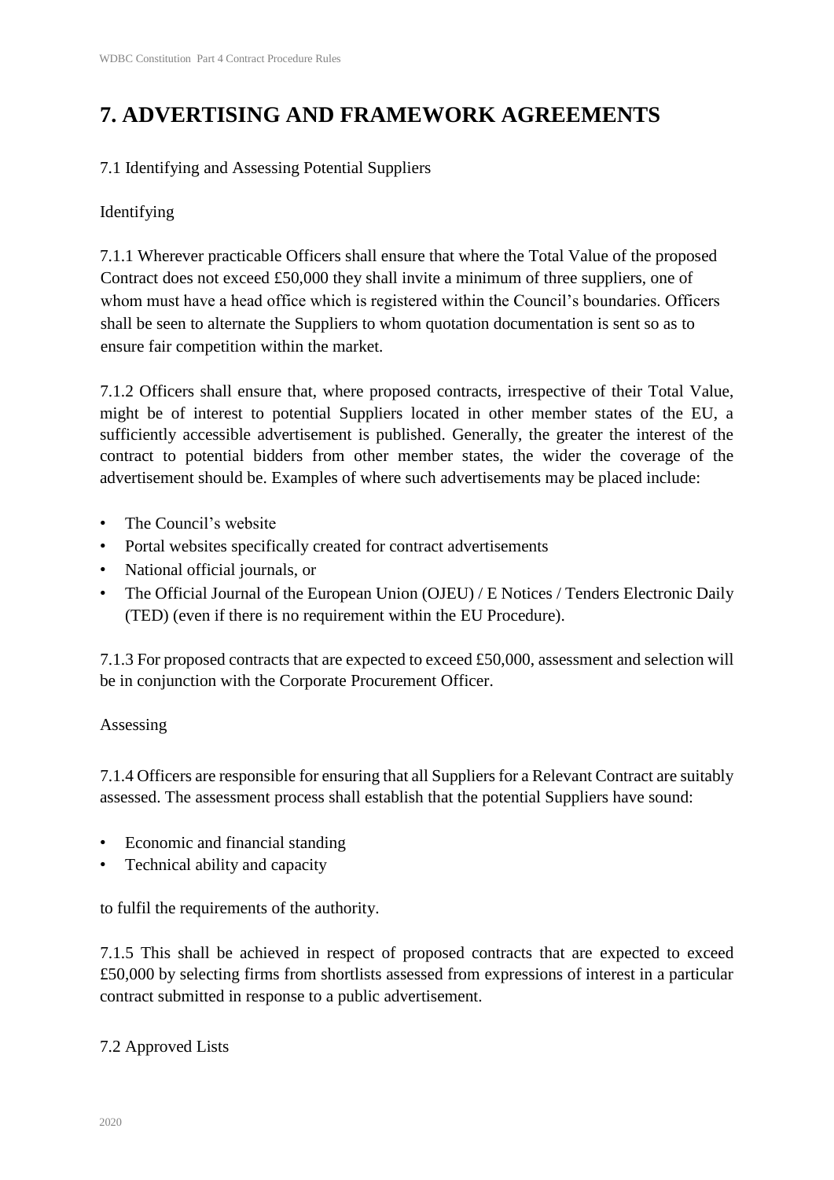# 7. ADVERTISING AND FRAMEWORK AGREEMENTS

7.1 Identifying and Assessing Potential Suppliers

Identifying

7.1.1 Wherever practicable Officers shall ensure that where the Total Value of the proposed Contract does not exceed £50,000 they shall invite a minimum of three suppliers, one of whom must have a head office which is registered within the Council's boundaries. Officers shall be seen to alternate the Suppliers to whom quotation documentation is sent so as to ensure fair competition within the market.

7.1.2 Officers shall ensure that, where proposed contracts, irrespective of their Total Value, might be of interest to potential Suppliers located in other member states of the EU, a sufficiently accessible advertisement is published. Generally, the greater the interest of the contract to potential bidders from other member states, the wider the coverage of the advertisement should be. Examples of where such advertisements may be placed include:

- The Council's website
- Portal websites specifically created for contract advertisements
- National official journals, or
- The Official Journal of the European Union (OJEU) / E Notices / Tenders Electronic Daily (TED) (even if there is no requirement within the EU Procedure).

7.1.3 For proposed contracts that are expected to exceed £50,000, assessment and selection will be in conjunction with the Corporate Procurement Officer.

Assessing

7.1.4 Officers are responsible for ensuring that all Suppliers for a Relevant Contract are suitably assessed. The assessment process shall establish that the potential Suppliers have sound:

- Economic and financial standing
- Technical ability and capacity

to fulfil the requirements of the authority.

7.1.5 This shall be achieved in respect of proposed contracts that are expected to exceed £50,000 by selecting firms from shortlists assessed from expressions of interest in a particular contract submitted in response to a public advertisement.

7.2 Approved Lists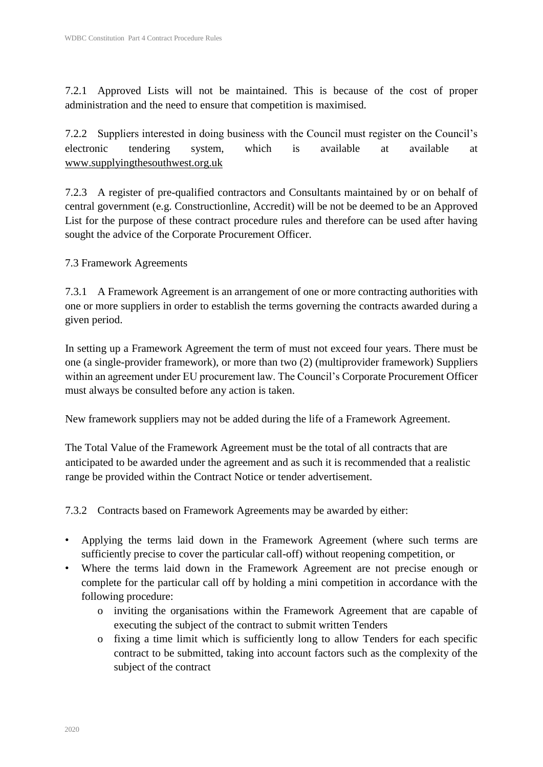7.2.1 Approved Lists will not be maintained. This is because of the cost of proper administration and the need to ensure that competition is maximised.

7.2.2 Suppliers interested in doing business with the Council must register on the Council's electronic tendering system, which is available at available at www.supplyingthesouthwest.org.uk

7.2.3 A register of pre-qualified contractors and Consultants maintained by or on behalf of central government (e.g. Constructionline, Accredit) will be not be deemed to be an Approved List for the purpose of these contract procedure rules and therefore can be used after having sought the advice of the Corporate Procurement Officer.

7.3 Framework Agreements

7.3.1 A Framework Agreement is an arrangement of one or more contracting authorities with one or more suppliers in order to establish the terms governing the contracts awarded during a given period.

In setting up a Framework Agreement the term of must not exceed four years. There must be one (a single-provider framework), or more than two (2) (multiprovider framework) Suppliers within an agreement under EU procurement law. The Council's Corporate Procurement Officer must always be consulted before any action is taken.

New framework suppliers may not be added during the life of a Framework Agreement.

The Total Value of the Framework Agreement must be the total of all contracts that are anticipated to be awarded under the agreement and as such it is recommended that a realistic range be provided within the Contract Notice or tender advertisement.

7.3.2 Contracts based on Framework Agreements may be awarded by either:

- Applying the terms laid down in the Framework Agreement (where such terms are sufficiently precise to cover the particular call-off) without reopening competition, or
- Where the terms laid down in the Framework Agreement are not precise enough or complete for the particular call off by holding a mini competition in accordance with the following procedure:
  - inviting the organisations within the Framework Agreement that are capable of executing the subject of the contract to submit written Tenders
  - fixing a time limit which is sufficiently long to allow Tenders for each specific contract to be submitted, taking into account factors such as the complexity of the subject of the contract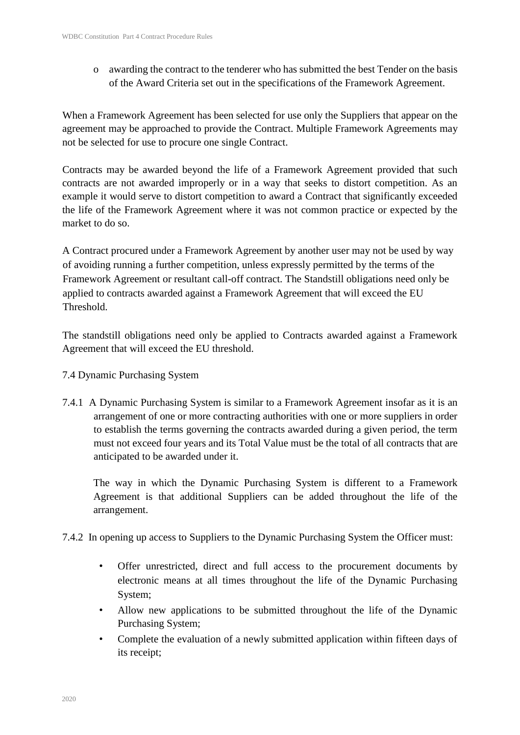- awarding the contract to the tenderer who has submitted the best Tender on the basis of the Award Criteria set out in the specifications of the Framework Agreement.

When a Framework Agreement has been selected for use only the Suppliers that appear on the agreement may be approached to provide the Contract. Multiple Framework Agreements may not be selected for use to procure one single Contract.

Contracts may be awarded beyond the life of a Framework Agreement provided that such contracts are not awarded improperly or in a way that seeks to distort competition. As an example it would serve to distort competition to award a Contract that significantly exceeded the life of the Framework Agreement where it was not common practice or expected by the market to do so.

A Contract procured under a Framework Agreement by another user may not be used by way of avoiding running a further competition, unless expressly permitted by the terms of the Framework Agreement or resultant call-off contract. The Standstill obligations need only be applied to contracts awarded against a Framework Agreement that will exceed the EU Threshold.

The standstill obligations need only be applied to Contracts awarded against a Framework Agreement that will exceed the EU threshold.

7.4 Dynamic Purchasing System

7.4.1 A Dynamic Purchasing System is similar to a Framework Agreement insofar as it is an arrangement of one or more contracting authorities with one or more suppliers in order to establish the terms governing the contracts awarded during a given period, the term must not exceed four years and its Total Value must be the total of all contracts that are anticipated to be awarded under it.

The way in which the Dynamic Purchasing System is different to a Framework Agreement is that additional Suppliers can be added throughout the life of the arrangement.

7.4.2 In opening up access to Suppliers to the Dynamic Purchasing System the Officer must:

- Offer unrestricted, direct and full access to the procurement documents by electronic means at all times throughout the life of the Dynamic Purchasing System;
- Allow new applications to be submitted throughout the life of the Dynamic Purchasing System;
- Complete the evaluation of a newly submitted application within fifteen days of its receipt;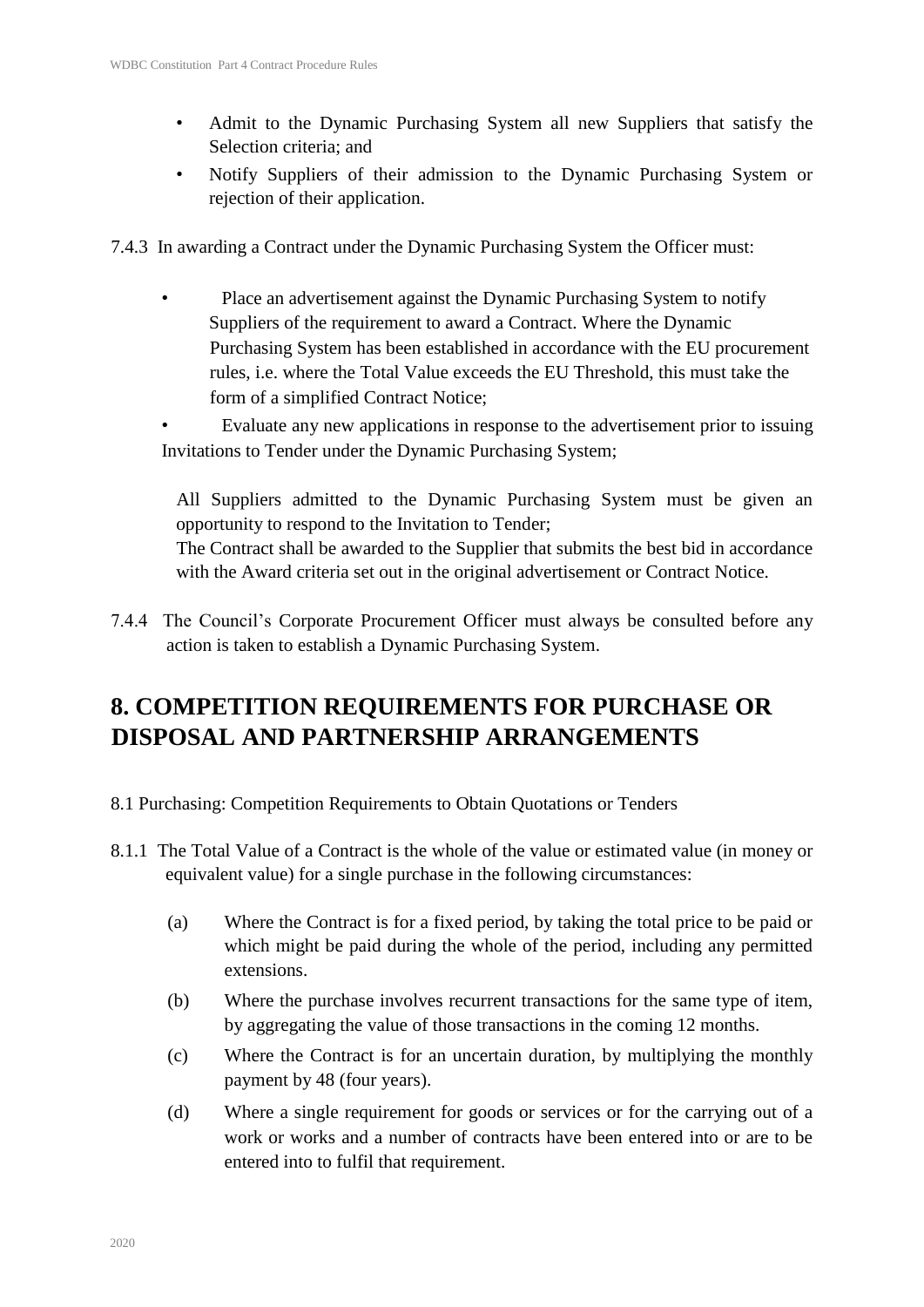- Admit to the Dynamic Purchasing System all new Suppliers that satisfy the Selection criteria; and
- Notify Suppliers of their admission to the Dynamic Purchasing System or rejection of their application.

7.4.3 In awarding a Contract under the Dynamic Purchasing System the Officer must:

- Place an advertisement against the Dynamic Purchasing System to notify Suppliers of the requirement to award a Contract. Where the Dynamic Purchasing System has been established in accordance with the EU procurement rules, i.e. where the Total Value exceeds the EU Threshold, this must take the form of a simplified Contract Notice;
- Evaluate any new applications in response to the advertisement prior to issuing Invitations to Tender under the Dynamic Purchasing System;

All Suppliers admitted to the Dynamic Purchasing System must be given an opportunity to respond to the Invitation to Tender;
The Contract shall be awarded to the Supplier that submits the best bid in accordance with the Award criteria set out in the original advertisement or Contract Notice.

7.4.4 The Council's Corporate Procurement Officer must always be consulted before any action is taken to establish a Dynamic Purchasing System.

# 8. COMPETITION REQUIREMENTS FOR PURCHASE OR DISPOSAL AND PARTNERSHIP ARRANGEMENTS

8.1 Purchasing: Competition Requirements to Obtain Quotations or Tenders

8.1.1 The Total Value of a Contract is the whole of the value or estimated value (in money or equivalent value) for a single purchase in the following circumstances:

(a) Where the Contract is for a fixed period, by taking the total price to be paid or which might be paid during the whole of the period, including any permitted extensions.

(b) Where the purchase involves recurrent transactions for the same type of item, by aggregating the value of those transactions in the coming 12 months.

(c) Where the Contract is for an uncertain duration, by multiplying the monthly payment by 48 (four years).

(d) Where a single requirement for goods or services or for the carrying out of a work or works and a number of contracts have been entered into or are to be entered into to fulfil that requirement.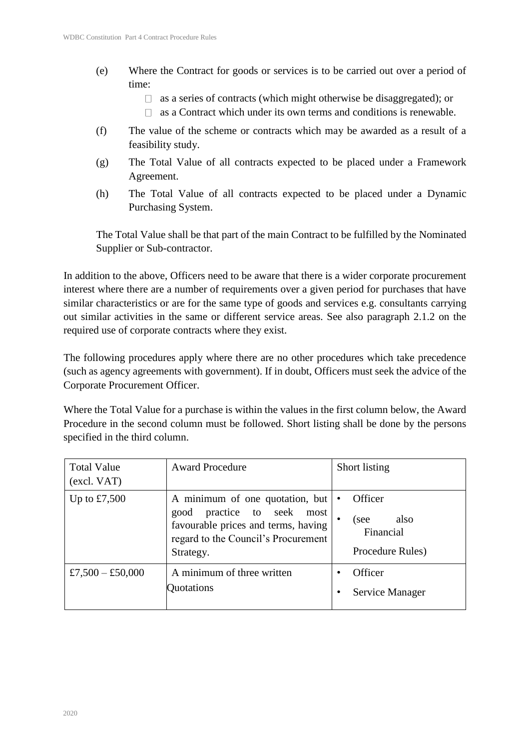(e) Where the Contract for goods or services is to be carried out over a period of time:

- as a series of contracts (which might otherwise be disaggregated); or
- as a Contract which under its own terms and conditions is renewable.

(f) The value of the scheme or contracts which may be awarded as a result of a feasibility study.

(g) The Total Value of all contracts expected to be placed under a Framework Agreement.

(h) The Total Value of all contracts expected to be placed under a Dynamic Purchasing System.

The Total Value shall be that part of the main Contract to be fulfilled by the Nominated Supplier or Sub-contractor.

In addition to the above, Officers need to be aware that there is a wider corporate procurement interest where there are a number of requirements over a given period for purchases that have similar characteristics or are for the same type of goods and services e.g. consultants carrying out similar activities in the same or different service areas. See also paragraph 2.1.2 on the required use of corporate contracts where they exist.

The following procedures apply where there are no other procedures which take precedence (such as agency agreements with government). If in doubt, Officers must seek the advice of the Corporate Procurement Officer.

Where the Total Value for a purchase is within the values in the first column below, the Award Procedure in the second column must be followed. Short listing shall be done by the persons specified in the third column.

| Total Value (excl. VAT) | Award Procedure | Short listing |
|---|---|---|
| Up to £7,500 | A minimum of one quotation, but good practice to seek most favourable prices and terms, having regard to the Council's Procurement Strategy. | • Officer<br>• (see also Financial Procedure Rules) |
| £7,500 – £50,000 | A minimum of three written Quotations | • Officer<br>• Service Manager |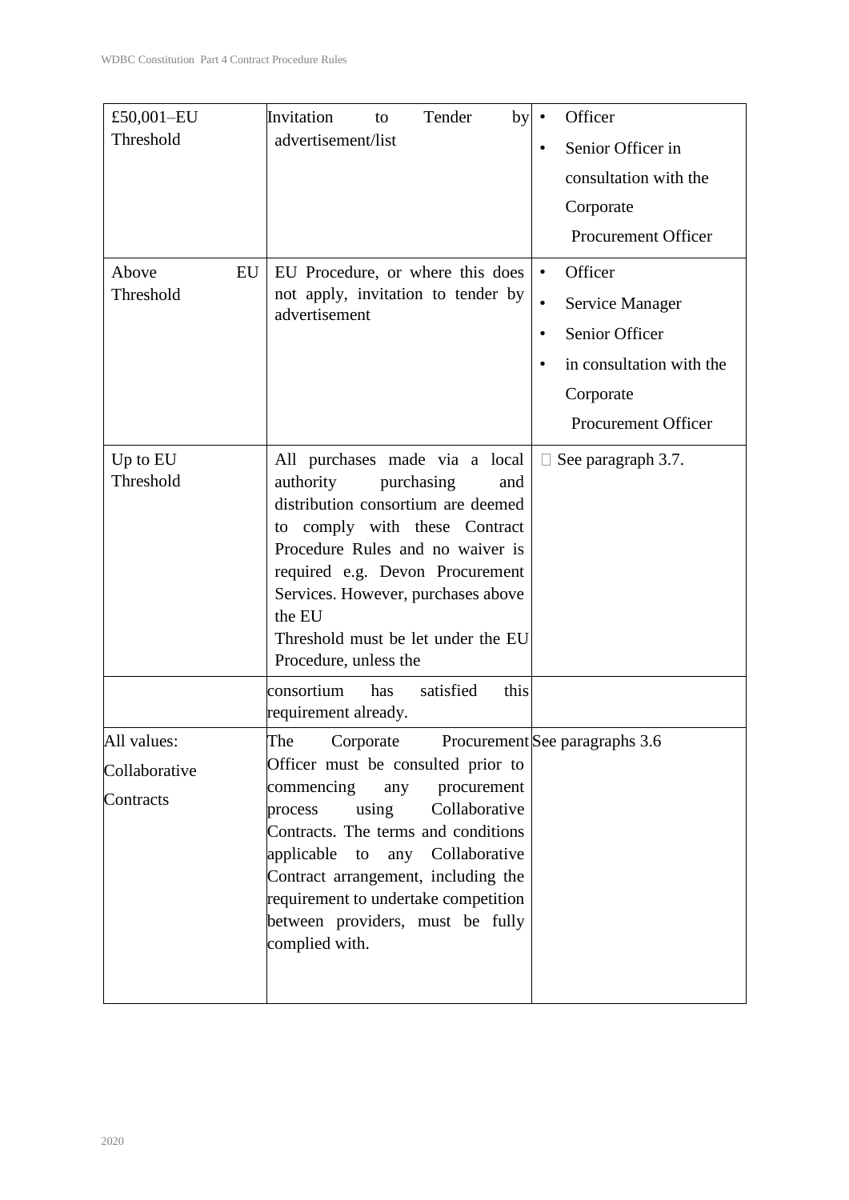| £50,001–EU Threshold | Invitation to Tender by advertisement/list | • Officer<br>• Senior Officer in consultation with the Corporate Procurement Officer |
|---|---|---|
| Above EU Threshold | EU Procedure, or where this does not apply, invitation to tender by advertisement | • Officer<br>• Service Manager<br>• Senior Officer<br>• in consultation with the Corporate Procurement Officer |
| Up to EU Threshold | All purchases made via a local authority purchasing and distribution consortium are deemed to comply with these Contract Procedure Rules and no waiver is required e.g. Devon Procurement Services. However, purchases above the EU Threshold must be let under the EU Procedure, unless the consortium has satisfied this requirement already. | See paragraph 3.7. |
| All values: Collaborative Contracts | The Corporate Procurement Officer must be consulted prior to commencing any procurement process using Collaborative Contracts. The terms and conditions applicable to any Collaborative Contract arrangement, including the requirement to undertake competition between providers, must be fully complied with. | See paragraphs 3.6 |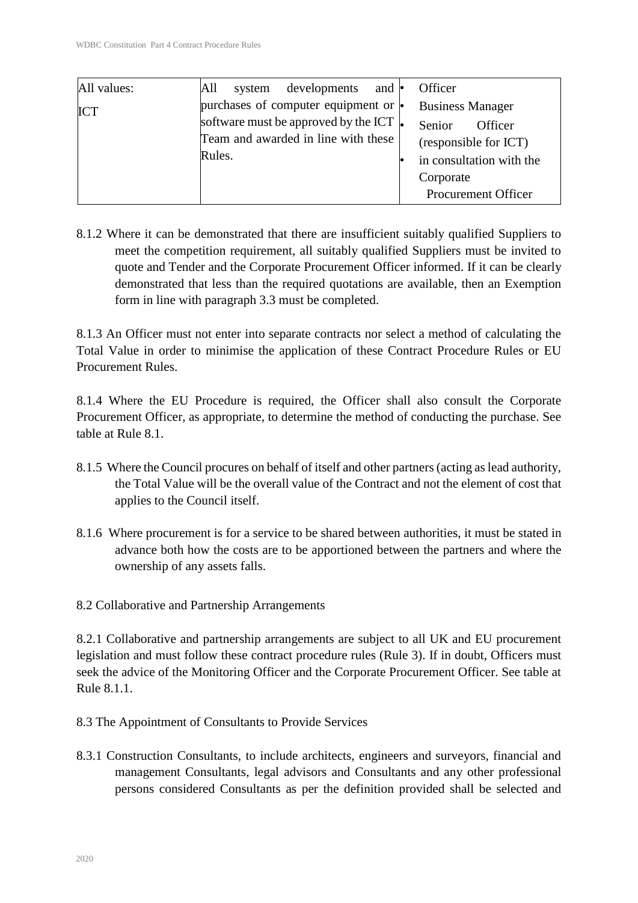| All values: ICT | All system developments and purchases of computer equipment or software must be approved by the ICT Team and awarded in line with these Rules. | • Officer<br>• Business Manager<br>• Senior Officer (responsible for ICT)<br>• in consultation with the Corporate Procurement Officer |
|---|---|---|

8.1.2 Where it can be demonstrated that there are insufficient suitably qualified Suppliers to meet the competition requirement, all suitably qualified Suppliers must be invited to quote and Tender and the Corporate Procurement Officer informed. If it can be clearly demonstrated that less than the required quotations are available, then an Exemption form in line with paragraph 3.3 must be completed.

8.1.3 An Officer must not enter into separate contracts nor select a method of calculating the Total Value in order to minimise the application of these Contract Procedure Rules or EU Procurement Rules.

8.1.4 Where the EU Procedure is required, the Officer shall also consult the Corporate Procurement Officer, as appropriate, to determine the method of conducting the purchase. See table at Rule 8.1.

8.1.5 Where the Council procures on behalf of itself and other partners (acting as lead authority, the Total Value will be the overall value of the Contract and not the element of cost that applies to the Council itself.

8.1.6 Where procurement is for a service to be shared between authorities, it must be stated in advance both how the costs are to be apportioned between the partners and where the ownership of any assets falls.

8.2 Collaborative and Partnership Arrangements

8.2.1 Collaborative and partnership arrangements are subject to all UK and EU procurement legislation and must follow these contract procedure rules (Rule 3). If in doubt, Officers must seek the advice of the Monitoring Officer and the Corporate Procurement Officer. See table at Rule 8.1.1.

8.3 The Appointment of Consultants to Provide Services

8.3.1 Construction Consultants, to include architects, engineers and surveyors, financial and management Consultants, legal advisors and Consultants and any other professional persons considered Consultants as per the definition provided shall be selected and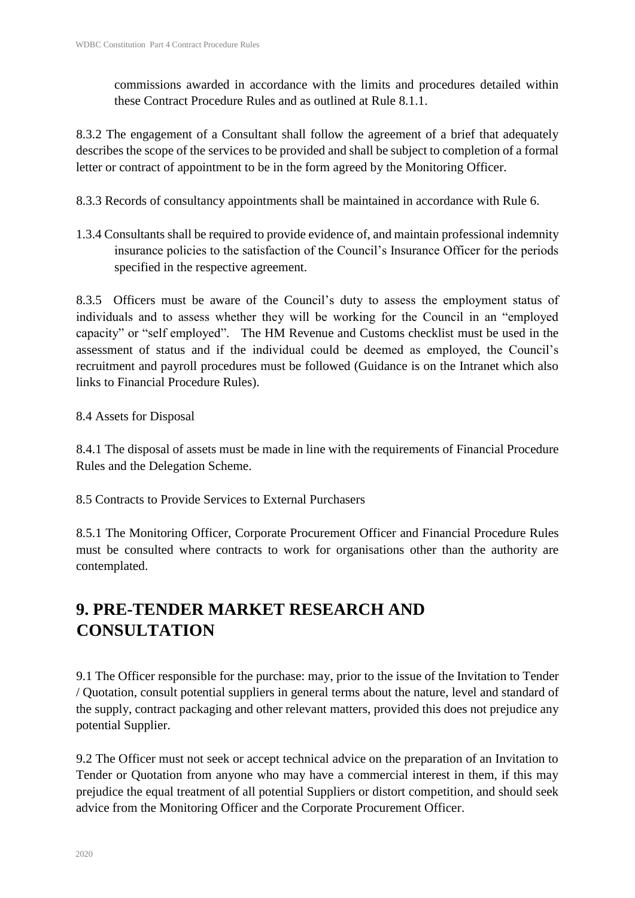commissions awarded in accordance with the limits and procedures detailed within these Contract Procedure Rules and as outlined at Rule 8.1.1.

8.3.2 The engagement of a Consultant shall follow the agreement of a brief that adequately describes the scope of the services to be provided and shall be subject to completion of a formal letter or contract of appointment to be in the form agreed by the Monitoring Officer.

8.3.3 Records of consultancy appointments shall be maintained in accordance with Rule 6.

1.3.4 Consultants shall be required to provide evidence of, and maintain professional indemnity insurance policies to the satisfaction of the Council's Insurance Officer for the periods specified in the respective agreement.

8.3.5 Officers must be aware of the Council's duty to assess the employment status of individuals and to assess whether they will be working for the Council in an "employed capacity" or "self employed". The HM Revenue and Customs checklist must be used in the assessment of status and if the individual could be deemed as employed, the Council's recruitment and payroll procedures must be followed (Guidance is on the Intranet which also links to Financial Procedure Rules).

8.4 Assets for Disposal

8.4.1 The disposal of assets must be made in line with the requirements of Financial Procedure Rules and the Delegation Scheme.

8.5 Contracts to Provide Services to External Purchasers

8.5.1 The Monitoring Officer, Corporate Procurement Officer and Financial Procedure Rules must be consulted where contracts to work for organisations other than the authority are contemplated.

# 9. PRE-TENDER MARKET RESEARCH AND CONSULTATION

9.1 The Officer responsible for the purchase: may, prior to the issue of the Invitation to Tender / Quotation, consult potential suppliers in general terms about the nature, level and standard of the supply, contract packaging and other relevant matters, provided this does not prejudice any potential Supplier.

9.2 The Officer must not seek or accept technical advice on the preparation of an Invitation to Tender or Quotation from anyone who may have a commercial interest in them, if this may prejudice the equal treatment of all potential Suppliers or distort competition, and should seek advice from the Monitoring Officer and the Corporate Procurement Officer.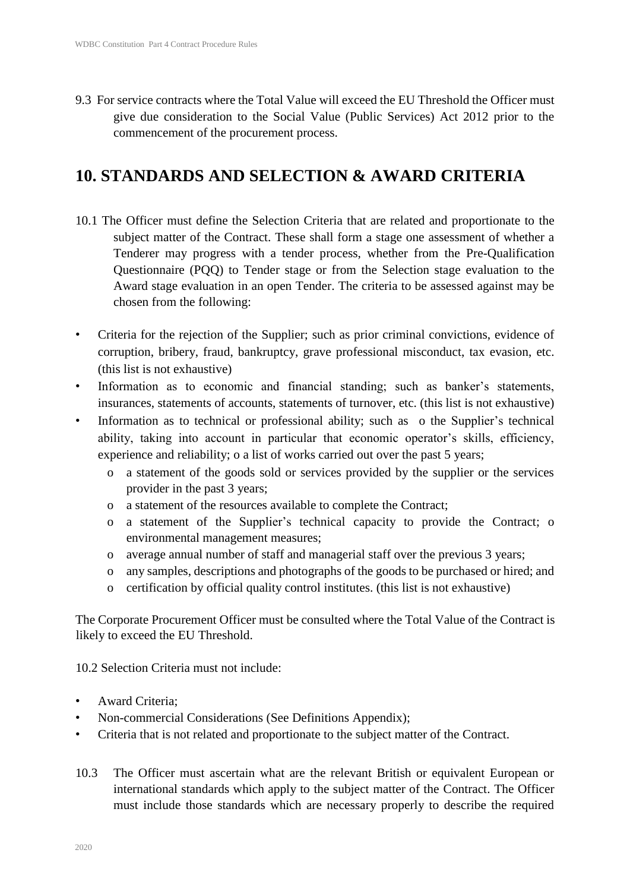9.3 For service contracts where the Total Value will exceed the EU Threshold the Officer must give due consideration to the Social Value (Public Services) Act 2012 prior to the commencement of the procurement process.

## 10. STANDARDS AND SELECTION & AWARD CRITERIA

10.1 The Officer must define the Selection Criteria that are related and proportionate to the subject matter of the Contract. These shall form a stage one assessment of whether a Tenderer may progress with a tender process, whether from the Pre-Qualification Questionnaire (PQQ) to Tender stage or from the Selection stage evaluation to the Award stage evaluation in an open Tender. The criteria to be assessed against may be chosen from the following:

- Criteria for the rejection of the Supplier; such as prior criminal convictions, evidence of corruption, bribery, fraud, bankruptcy, grave professional misconduct, tax evasion, etc. (this list is not exhaustive)
- Information as to economic and financial standing; such as banker's statements, insurances, statements of accounts, statements of turnover, etc. (this list is not exhaustive)
- Information as to technical or professional ability; such as o the Supplier's technical ability, taking into account in particular that economic operator's skills, efficiency, experience and reliability; o a list of works carried out over the past 5 years;
    - a statement of the goods sold or services provided by the supplier or the services provider in the past 3 years;
    - a statement of the resources available to complete the Contract;
    - a statement of the Supplier's technical capacity to provide the Contract; o environmental management measures;
    - average annual number of staff and managerial staff over the previous 3 years;
    - any samples, descriptions and photographs of the goods to be purchased or hired; and
    - certification by official quality control institutes. (this list is not exhaustive)

The Corporate Procurement Officer must be consulted where the Total Value of the Contract is likely to exceed the EU Threshold.

10.2 Selection Criteria must not include:

- Award Criteria;
- Non-commercial Considerations (See Definitions Appendix);
- Criteria that is not related and proportionate to the subject matter of the Contract.

10.3 The Officer must ascertain what are the relevant British or equivalent European or international standards which apply to the subject matter of the Contract. The Officer must include those standards which are necessary properly to describe the required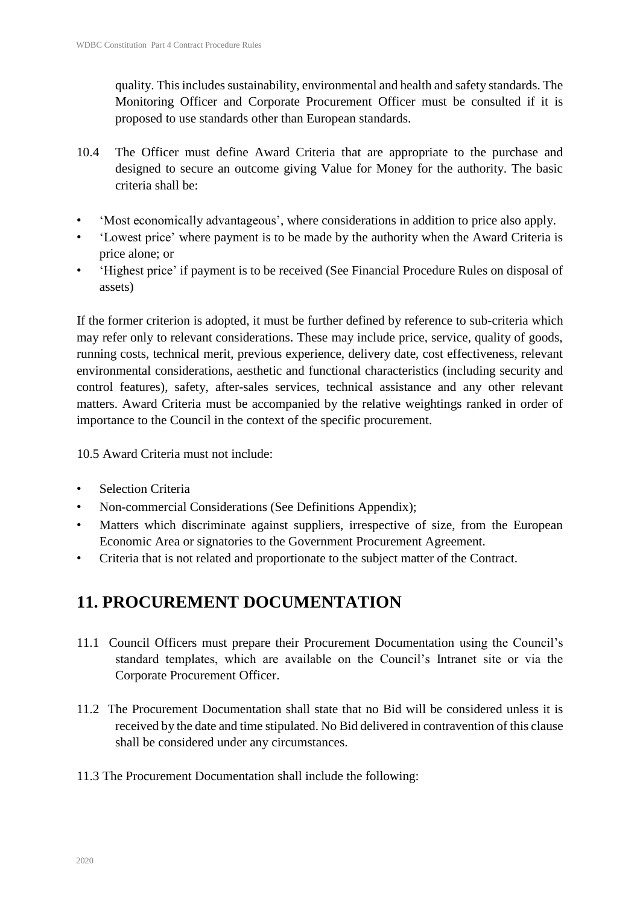quality. This includes sustainability, environmental and health and safety standards. The Monitoring Officer and Corporate Procurement Officer must be consulted if it is proposed to use standards other than European standards.

10.4 The Officer must define Award Criteria that are appropriate to the purchase and designed to secure an outcome giving Value for Money for the authority. The basic criteria shall be:

- 'Most economically advantageous', where considerations in addition to price also apply.
- 'Lowest price' where payment is to be made by the authority when the Award Criteria is price alone; or
- 'Highest price' if payment is to be received (See Financial Procedure Rules on disposal of assets)

If the former criterion is adopted, it must be further defined by reference to sub-criteria which may refer only to relevant considerations. These may include price, service, quality of goods, running costs, technical merit, previous experience, delivery date, cost effectiveness, relevant environmental considerations, aesthetic and functional characteristics (including security and control features), safety, after-sales services, technical assistance and any other relevant matters. Award Criteria must be accompanied by the relative weightings ranked in order of importance to the Council in the context of the specific procurement.

10.5 Award Criteria must not include:

- Selection Criteria
- Non-commercial Considerations (See Definitions Appendix);
- Matters which discriminate against suppliers, irrespective of size, from the European Economic Area or signatories to the Government Procurement Agreement.
- Criteria that is not related and proportionate to the subject matter of the Contract.

## 11. PROCUREMENT DOCUMENTATION

11.1 Council Officers must prepare their Procurement Documentation using the Council's standard templates, which are available on the Council's Intranet site or via the Corporate Procurement Officer.

11.2 The Procurement Documentation shall state that no Bid will be considered unless it is received by the date and time stipulated. No Bid delivered in contravention of this clause shall be considered under any circumstances.

11.3 The Procurement Documentation shall include the following: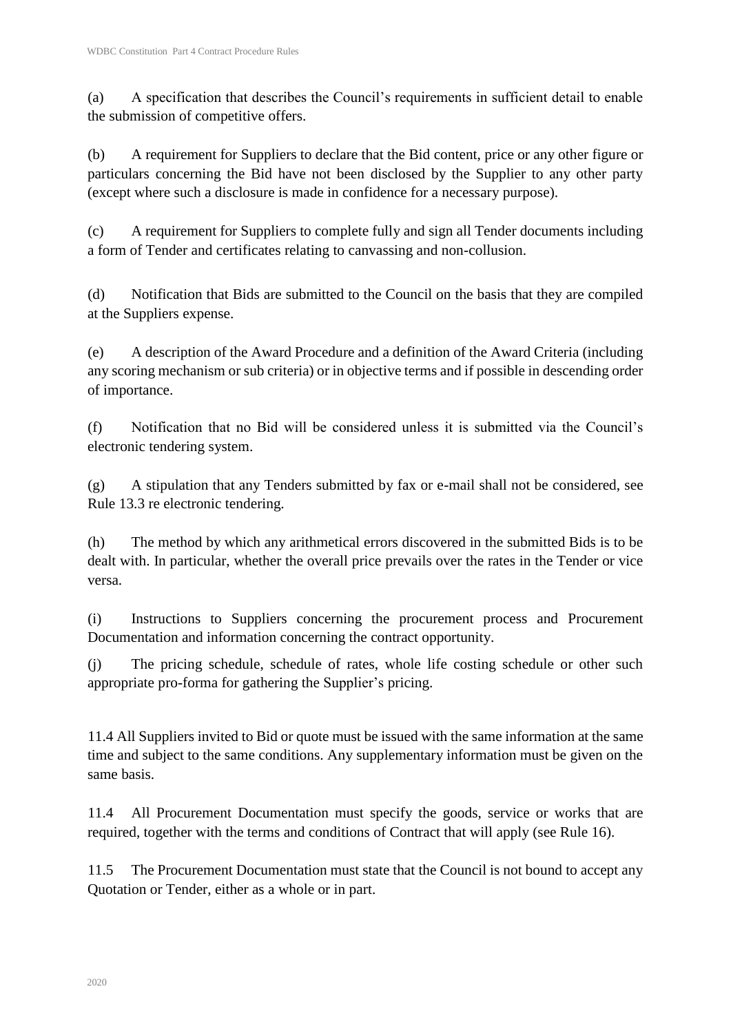(a) A specification that describes the Council's requirements in sufficient detail to enable the submission of competitive offers.

(b) A requirement for Suppliers to declare that the Bid content, price or any other figure or particulars concerning the Bid have not been disclosed by the Supplier to any other party (except where such a disclosure is made in confidence for a necessary purpose).

(c) A requirement for Suppliers to complete fully and sign all Tender documents including a form of Tender and certificates relating to canvassing and non-collusion.

(d) Notification that Bids are submitted to the Council on the basis that they are compiled at the Suppliers expense.

(e) A description of the Award Procedure and a definition of the Award Criteria (including any scoring mechanism or sub criteria) or in objective terms and if possible in descending order of importance.

(f) Notification that no Bid will be considered unless it is submitted via the Council's electronic tendering system.

(g) A stipulation that any Tenders submitted by fax or e-mail shall not be considered, see Rule 13.3 re electronic tendering.

(h) The method by which any arithmetical errors discovered in the submitted Bids is to be dealt with. In particular, whether the overall price prevails over the rates in the Tender or vice versa.

(i) Instructions to Suppliers concerning the procurement process and Procurement Documentation and information concerning the contract opportunity.

(j) The pricing schedule, schedule of rates, whole life costing schedule or other such appropriate pro-forma for gathering the Supplier's pricing.

11.4 All Suppliers invited to Bid or quote must be issued with the same information at the same time and subject to the same conditions. Any supplementary information must be given on the same basis.

11.4 All Procurement Documentation must specify the goods, service or works that are required, together with the terms and conditions of Contract that will apply (see Rule 16).

11.5 The Procurement Documentation must state that the Council is not bound to accept any Quotation or Tender, either as a whole or in part.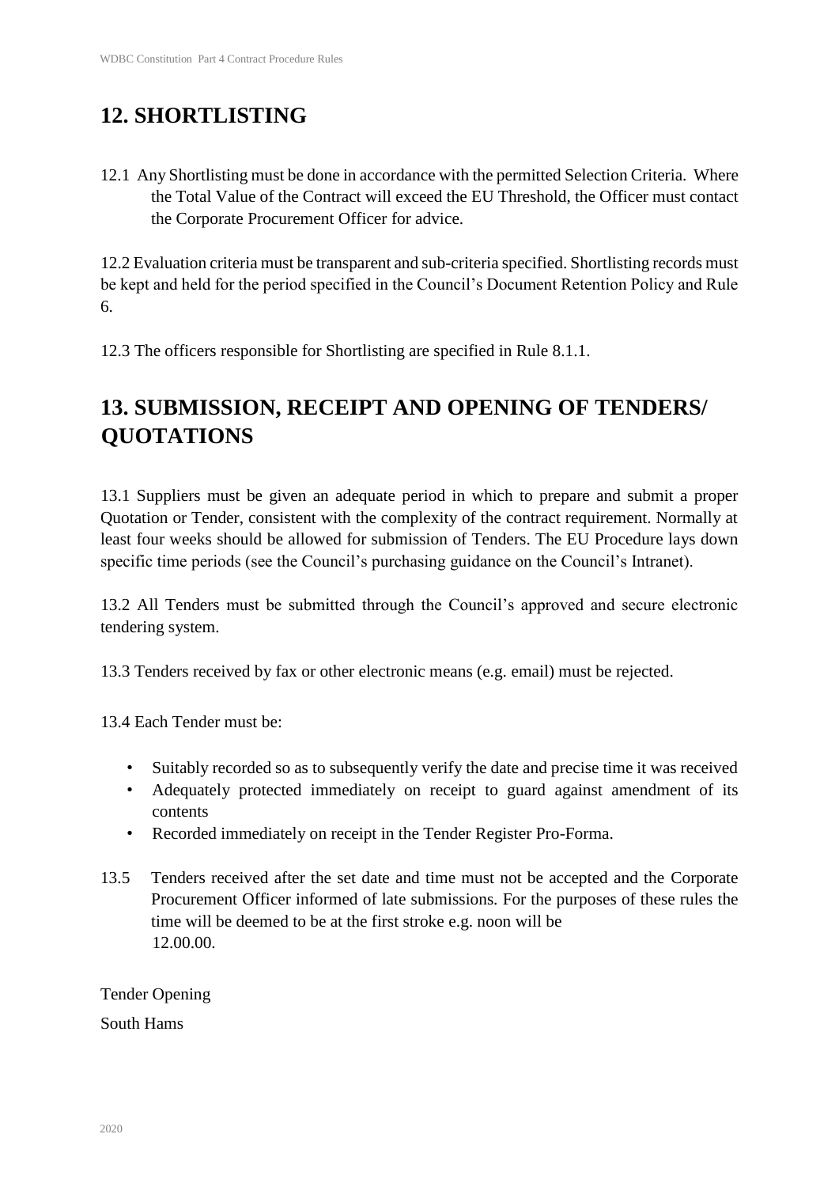## 12. SHORTLISTING

12.1 Any Shortlisting must be done in accordance with the permitted Selection Criteria. Where the Total Value of the Contract will exceed the EU Threshold, the Officer must contact the Corporate Procurement Officer for advice.

12.2 Evaluation criteria must be transparent and sub-criteria specified. Shortlisting records must be kept and held for the period specified in the Council's Document Retention Policy and Rule 6.

12.3 The officers responsible for Shortlisting are specified in Rule 8.1.1.

## 13. SUBMISSION, RECEIPT AND OPENING OF TENDERS/ QUOTATIONS

13.1 Suppliers must be given an adequate period in which to prepare and submit a proper Quotation or Tender, consistent with the complexity of the contract requirement. Normally at least four weeks should be allowed for submission of Tenders. The EU Procedure lays down specific time periods (see the Council's purchasing guidance on the Council's Intranet).

13.2 All Tenders must be submitted through the Council's approved and secure electronic tendering system.

13.3 Tenders received by fax or other electronic means (e.g. email) must be rejected.

13.4 Each Tender must be:

- Suitably recorded so as to subsequently verify the date and precise time it was received
- Adequately protected immediately on receipt to guard against amendment of its contents
- Recorded immediately on receipt in the Tender Register Pro-Forma.

13.5 Tenders received after the set date and time must not be accepted and the Corporate Procurement Officer informed of late submissions. For the purposes of these rules the time will be deemed to be at the first stroke e.g. noon will be 12.00.00.

Tender Opening

South Hams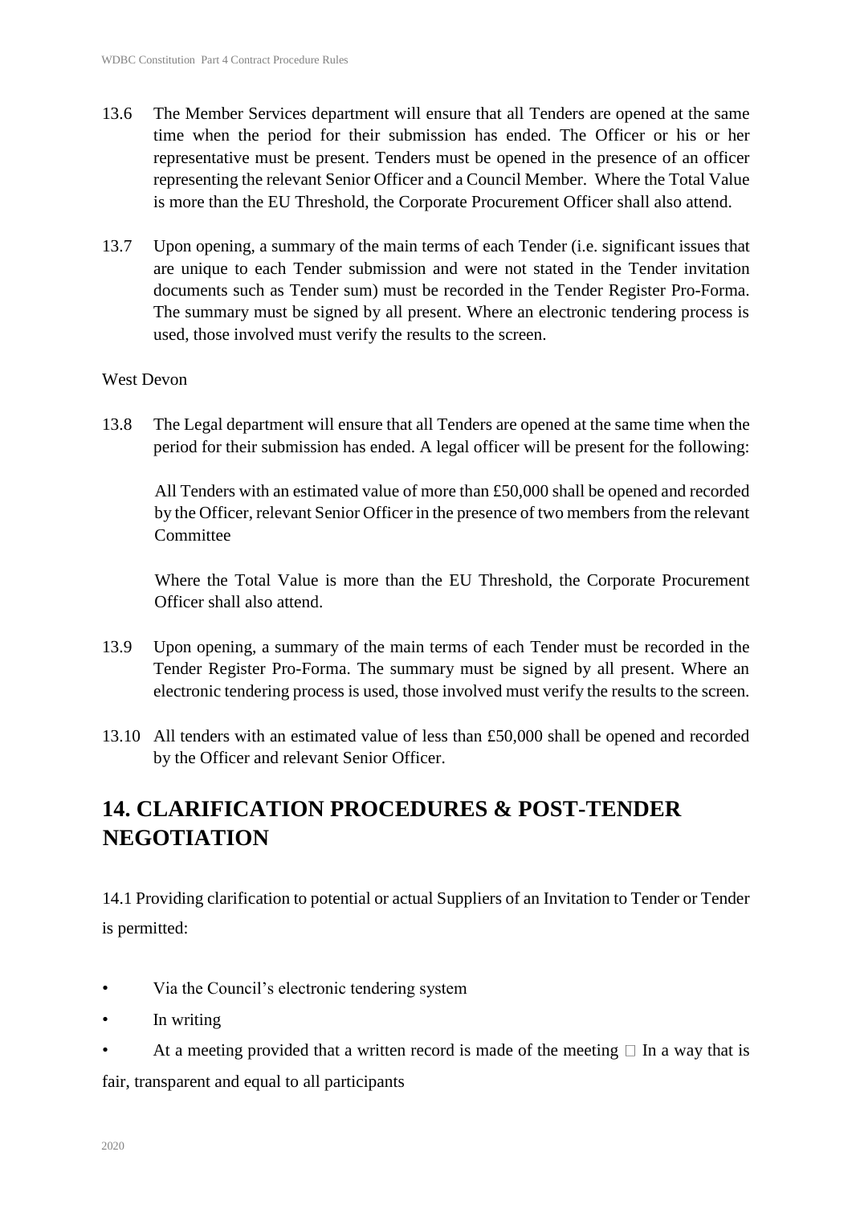13.6 The Member Services department will ensure that all Tenders are opened at the same time when the period for their submission has ended. The Officer or his or her representative must be present. Tenders must be opened in the presence of an officer representing the relevant Senior Officer and a Council Member. Where the Total Value is more than the EU Threshold, the Corporate Procurement Officer shall also attend.

13.7 Upon opening, a summary of the main terms of each Tender (i.e. significant issues that are unique to each Tender submission and were not stated in the Tender invitation documents such as Tender sum) must be recorded in the Tender Register Pro-Forma. The summary must be signed by all present. Where an electronic tendering process is used, those involved must verify the results to the screen.

West Devon

13.8 The Legal department will ensure that all Tenders are opened at the same time when the period for their submission has ended. A legal officer will be present for the following:

All Tenders with an estimated value of more than £50,000 shall be opened and recorded by the Officer, relevant Senior Officer in the presence of two members from the relevant Committee

Where the Total Value is more than the EU Threshold, the Corporate Procurement Officer shall also attend.

13.9 Upon opening, a summary of the main terms of each Tender must be recorded in the Tender Register Pro-Forma. The summary must be signed by all present. Where an electronic tendering process is used, those involved must verify the results to the screen.

13.10 All tenders with an estimated value of less than £50,000 shall be opened and recorded by the Officer and relevant Senior Officer.

# 14. CLARIFICATION PROCEDURES & POST-TENDER NEGOTIATION

14.1 Providing clarification to potential or actual Suppliers of an Invitation to Tender or Tender is permitted:

- Via the Council's electronic tendering system
- In writing
- At a meeting provided that a written record is made of the meeting
- In a way that is fair, transparent and equal to all participants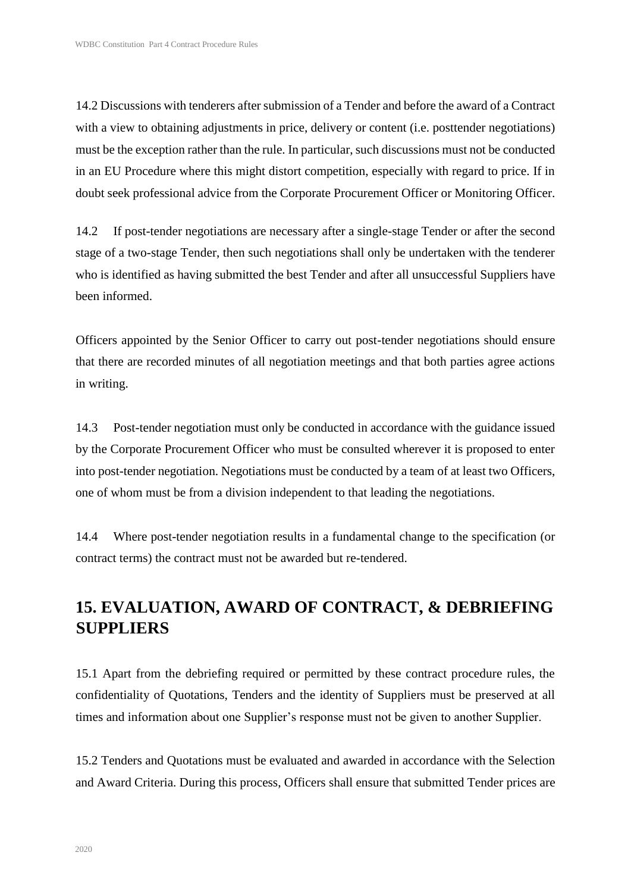14.2 Discussions with tenderers after submission of a Tender and before the award of a Contract with a view to obtaining adjustments in price, delivery or content (i.e. posttender negotiations) must be the exception rather than the rule. In particular, such discussions must not be conducted in an EU Procedure where this might distort competition, especially with regard to price. If in doubt seek professional advice from the Corporate Procurement Officer or Monitoring Officer.

14.2 If post-tender negotiations are necessary after a single-stage Tender or after the second stage of a two-stage Tender, then such negotiations shall only be undertaken with the tenderer who is identified as having submitted the best Tender and after all unsuccessful Suppliers have been informed.

Officers appointed by the Senior Officer to carry out post-tender negotiations should ensure that there are recorded minutes of all negotiation meetings and that both parties agree actions in writing.

14.3 Post-tender negotiation must only be conducted in accordance with the guidance issued by the Corporate Procurement Officer who must be consulted wherever it is proposed to enter into post-tender negotiation. Negotiations must be conducted by a team of at least two Officers, one of whom must be from a division independent to that leading the negotiations.

14.4 Where post-tender negotiation results in a fundamental change to the specification (or contract terms) the contract must not be awarded but re-tendered.

## 15. EVALUATION, AWARD OF CONTRACT, & DEBRIEFING SUPPLIERS

15.1 Apart from the debriefing required or permitted by these contract procedure rules, the confidentiality of Quotations, Tenders and the identity of Suppliers must be preserved at all times and information about one Supplier's response must not be given to another Supplier.

15.2 Tenders and Quotations must be evaluated and awarded in accordance with the Selection and Award Criteria. During this process, Officers shall ensure that submitted Tender prices are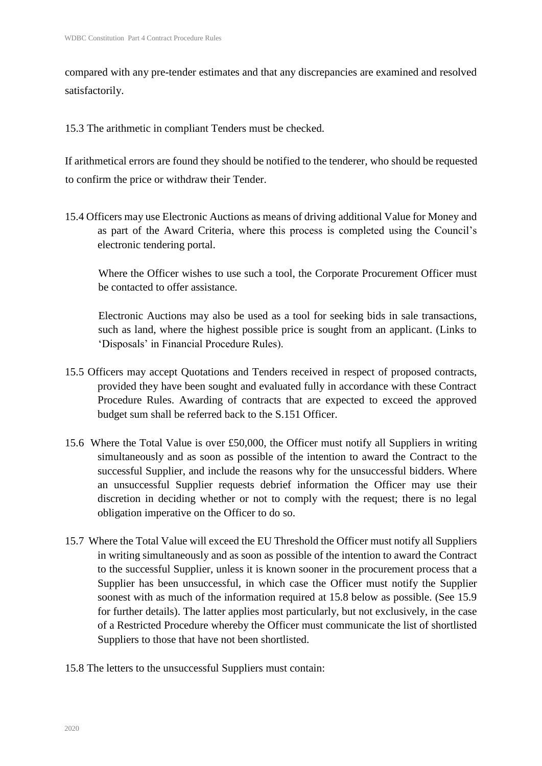compared with any pre-tender estimates and that any discrepancies are examined and resolved satisfactorily.

15.3 The arithmetic in compliant Tenders must be checked.

If arithmetical errors are found they should be notified to the tenderer, who should be requested to confirm the price or withdraw their Tender.

15.4 Officers may use Electronic Auctions as means of driving additional Value for Money and as part of the Award Criteria, where this process is completed using the Council's electronic tendering portal.

Where the Officer wishes to use such a tool, the Corporate Procurement Officer must be contacted to offer assistance.

Electronic Auctions may also be used as a tool for seeking bids in sale transactions, such as land, where the highest possible price is sought from an applicant. (Links to 'Disposals' in Financial Procedure Rules).

15.5 Officers may accept Quotations and Tenders received in respect of proposed contracts, provided they have been sought and evaluated fully in accordance with these Contract Procedure Rules. Awarding of contracts that are expected to exceed the approved budget sum shall be referred back to the S.151 Officer.

15.6 Where the Total Value is over £50,000, the Officer must notify all Suppliers in writing simultaneously and as soon as possible of the intention to award the Contract to the successful Supplier, and include the reasons why for the unsuccessful bidders. Where an unsuccessful Supplier requests debrief information the Officer may use their discretion in deciding whether or not to comply with the request; there is no legal obligation imperative on the Officer to do so.

15.7 Where the Total Value will exceed the EU Threshold the Officer must notify all Suppliers in writing simultaneously and as soon as possible of the intention to award the Contract to the successful Supplier, unless it is known sooner in the procurement process that a Supplier has been unsuccessful, in which case the Officer must notify the Supplier soonest with as much of the information required at 15.8 below as possible. (See 15.9 for further details). The latter applies most particularly, but not exclusively, in the case of a Restricted Procedure whereby the Officer must communicate the list of shortlisted Suppliers to those that have not been shortlisted.

15.8 The letters to the unsuccessful Suppliers must contain: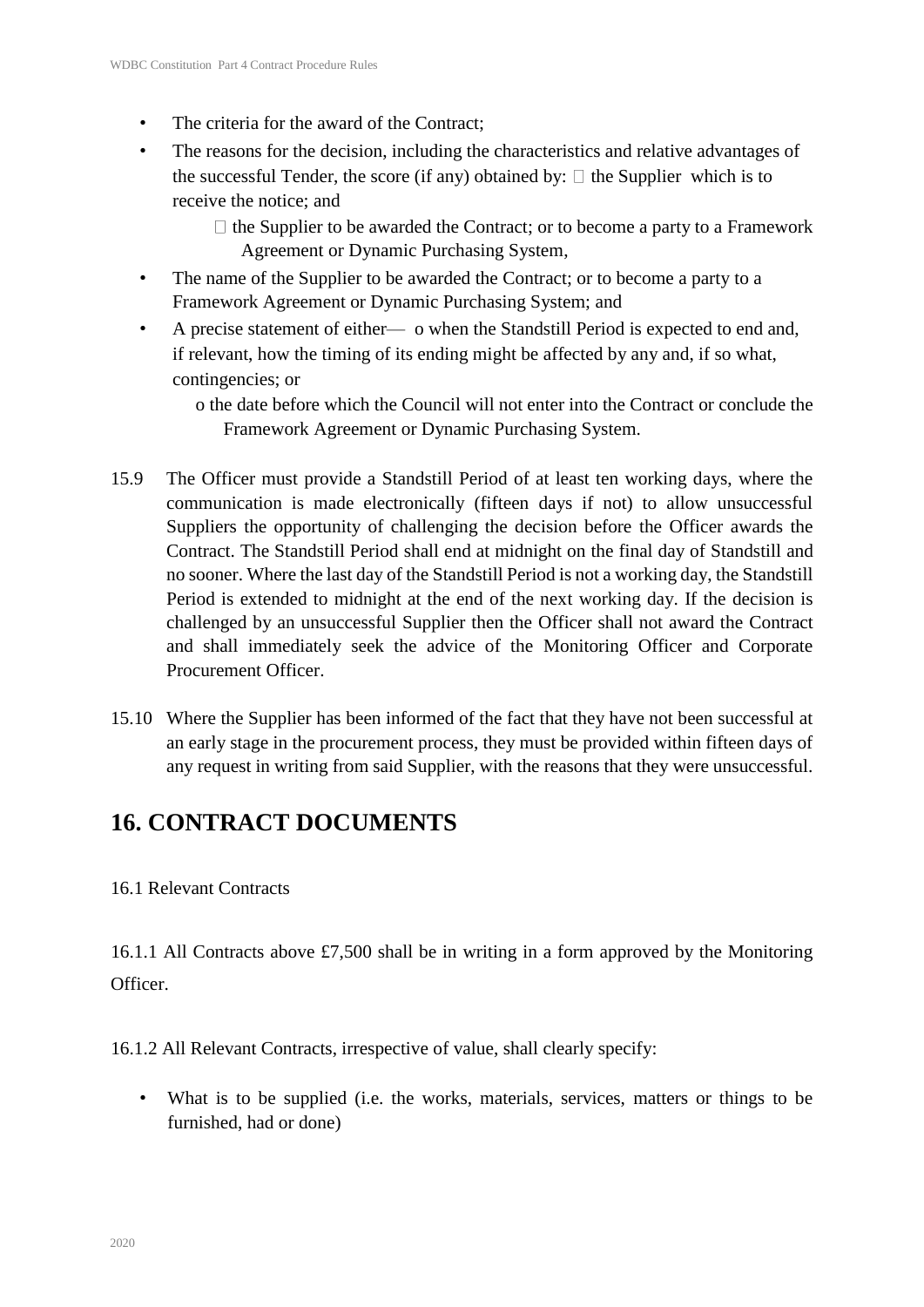- The criteria for the award of the Contract;
- The reasons for the decision, including the characteristics and relative advantages of the successful Tender, the score (if any) obtained by:  the Supplier which is to receive the notice; and
   the Supplier to be awarded the Contract; or to become a party to a Framework Agreement or Dynamic Purchasing System,
- The name of the Supplier to be awarded the Contract; or to become a party to a Framework Agreement or Dynamic Purchasing System; and
- A precise statement of either— o when the Standstill Period is expected to end and, if relevant, how the timing of its ending might be affected by any and, if so what, contingencies; or
  o the date before which the Council will not enter into the Contract or conclude the Framework Agreement or Dynamic Purchasing System.

15.9 The Officer must provide a Standstill Period of at least ten working days, where the communication is made electronically (fifteen days if not) to allow unsuccessful Suppliers the opportunity of challenging the decision before the Officer awards the Contract. The Standstill Period shall end at midnight on the final day of Standstill and no sooner. Where the last day of the Standstill Period is not a working day, the Standstill Period is extended to midnight at the end of the next working day. If the decision is challenged by an unsuccessful Supplier then the Officer shall not award the Contract and shall immediately seek the advice of the Monitoring Officer and Corporate Procurement Officer.

15.10 Where the Supplier has been informed of the fact that they have not been successful at an early stage in the procurement process, they must be provided within fifteen days of any request in writing from said Supplier, with the reasons that they were unsuccessful.

## 16. CONTRACT DOCUMENTS

16.1 Relevant Contracts

16.1.1 All Contracts above £7,500 shall be in writing in a form approved by the Monitoring Officer.

16.1.2 All Relevant Contracts, irrespective of value, shall clearly specify:

- What is to be supplied (i.e. the works, materials, services, matters or things to be furnished, had or done)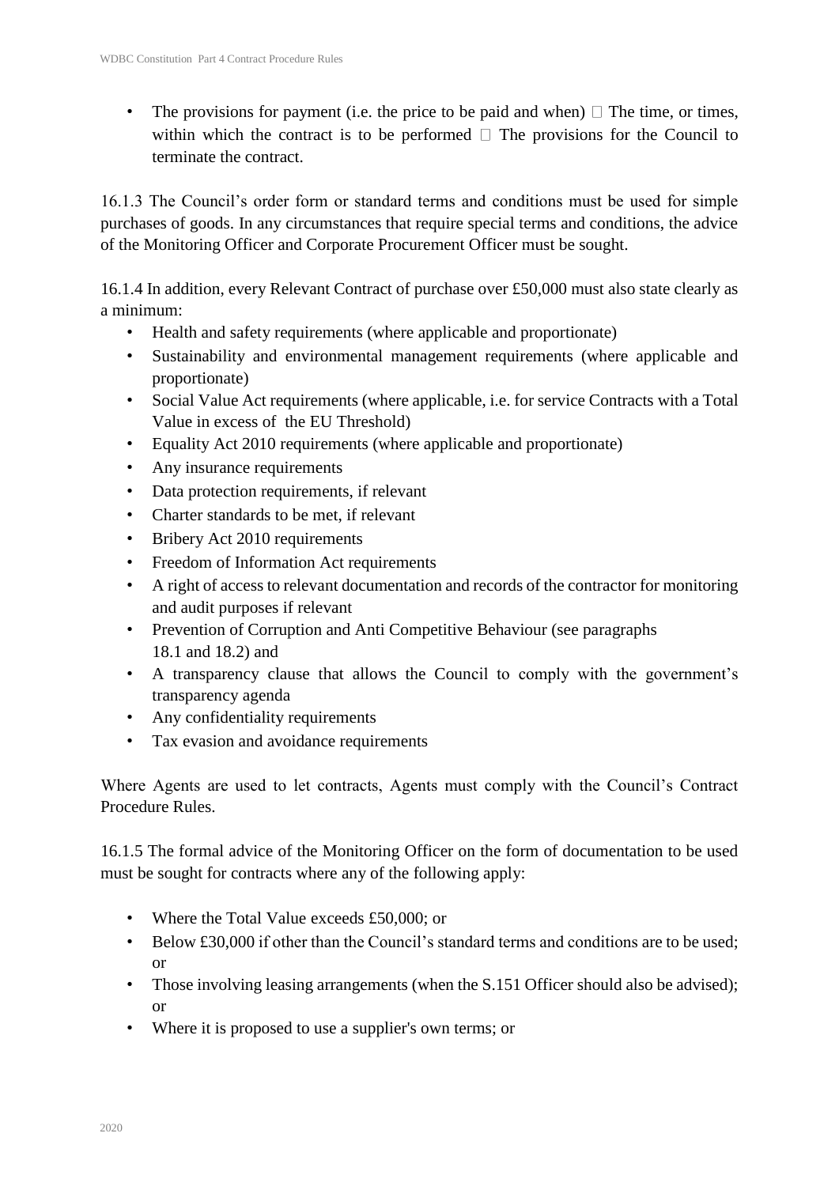- The provisions for payment (i.e. the price to be paid and when)  The time, or times, within which the contract is to be performed  The provisions for the Council to terminate the contract.

16.1.3 The Council's order form or standard terms and conditions must be used for simple purchases of goods. In any circumstances that require special terms and conditions, the advice of the Monitoring Officer and Corporate Procurement Officer must be sought.

16.1.4 In addition, every Relevant Contract of purchase over £50,000 must also state clearly as a minimum:

- Health and safety requirements (where applicable and proportionate)
- Sustainability and environmental management requirements (where applicable and proportionate)
- Social Value Act requirements (where applicable, i.e. for service Contracts with a Total Value in excess of the EU Threshold)
- Equality Act 2010 requirements (where applicable and proportionate)
- Any insurance requirements
- Data protection requirements, if relevant
- Charter standards to be met, if relevant
- Bribery Act 2010 requirements
- Freedom of Information Act requirements
- A right of access to relevant documentation and records of the contractor for monitoring and audit purposes if relevant
- Prevention of Corruption and Anti Competitive Behaviour (see paragraphs 18.1 and 18.2) and
- A transparency clause that allows the Council to comply with the government's transparency agenda
- Any confidentiality requirements
- Tax evasion and avoidance requirements

Where Agents are used to let contracts, Agents must comply with the Council's Contract Procedure Rules.

16.1.5 The formal advice of the Monitoring Officer on the form of documentation to be used must be sought for contracts where any of the following apply:

- Where the Total Value exceeds £50,000; or
- Below £30,000 if other than the Council's standard terms and conditions are to be used; or
- Those involving leasing arrangements (when the S.151 Officer should also be advised); or
- Where it is proposed to use a supplier's own terms; or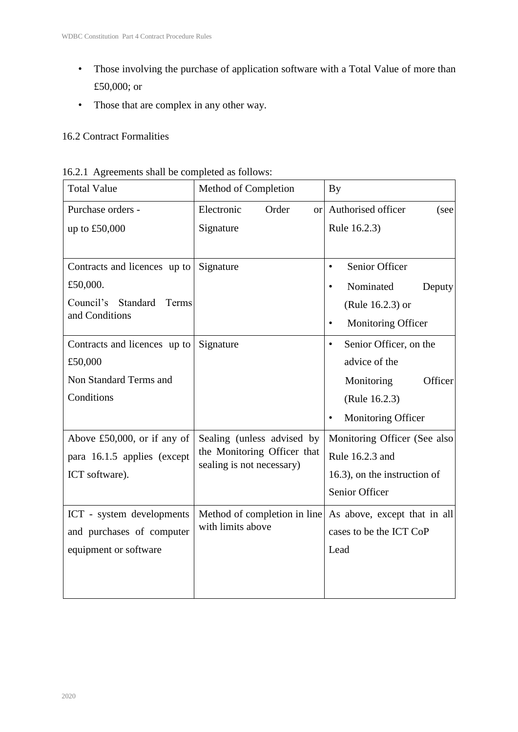- Those involving the purchase of application software with a Total Value of more than £50,000; or
- Those that are complex in any other way.

16.2 Contract Formalities

16.2.1 Agreements shall be completed as follows:

| Total Value | Method of Completion | By |
|---|---|---|
| Purchase orders - up to £50,000 | Electronic Order or Signature | Authorised officer (see Rule 16.2.3) |
| Contracts and licences up to £50,000. Council's Standard Terms and Conditions | Signature | • Senior Officer<br>• Nominated Deputy (Rule 16.2.3) or<br>• Monitoring Officer |
| Contracts and licences up to £50,000 Non Standard Terms and Conditions | Signature | • Senior Officer, on the advice of the Monitoring Officer (Rule 16.2.3)<br>• Monitoring Officer |
| Above £50,000, or if any of para 16.1.5 applies (except ICT software). | Sealing (unless advised by the Monitoring Officer that sealing is not necessary) | Monitoring Officer (See also Rule 16.2.3 and 16.3), on the instruction of Senior Officer |
| ICT - system developments and purchases of computer equipment or software | Method of completion in line with limits above | As above, except that in all cases to be the ICT CoP Lead |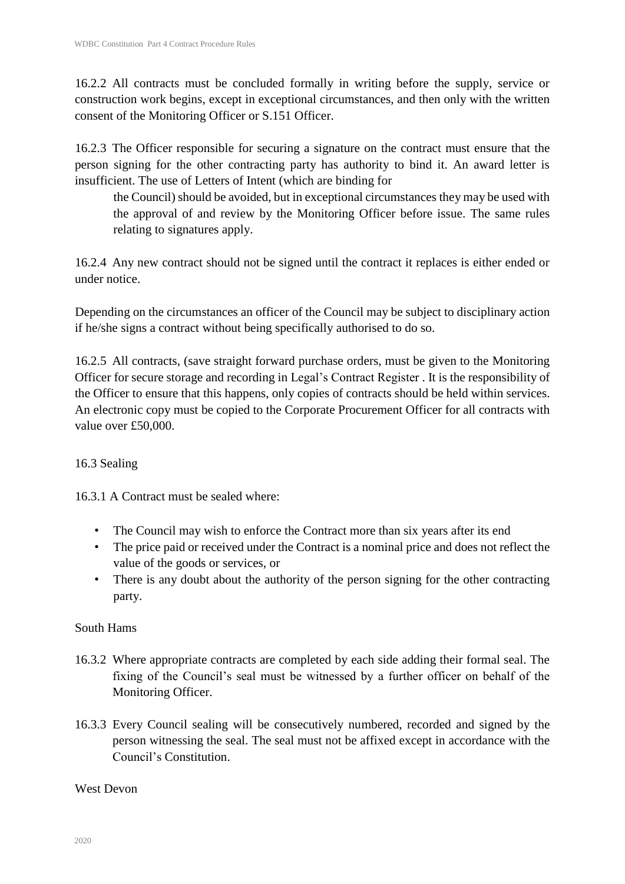16.2.2 All contracts must be concluded formally in writing before the supply, service or construction work begins, except in exceptional circumstances, and then only with the written consent of the Monitoring Officer or S.151 Officer.

16.2.3 The Officer responsible for securing a signature on the contract must ensure that the person signing for the other contracting party has authority to bind it. An award letter is insufficient. The use of Letters of Intent (which are binding for the Council) should be avoided, but in exceptional circumstances they may be used with the approval of and review by the Monitoring Officer before issue. The same rules relating to signatures apply.

16.2.4 Any new contract should not be signed until the contract it replaces is either ended or under notice.

Depending on the circumstances an officer of the Council may be subject to disciplinary action if he/she signs a contract without being specifically authorised to do so.

16.2.5 All contracts, (save straight forward purchase orders, must be given to the Monitoring Officer for secure storage and recording in Legal's Contract Register . It is the responsibility of the Officer to ensure that this happens, only copies of contracts should be held within services. An electronic copy must be copied to the Corporate Procurement Officer for all contracts with value over £50,000.

16.3 Sealing

16.3.1 A Contract must be sealed where:

- The Council may wish to enforce the Contract more than six years after its end
- The price paid or received under the Contract is a nominal price and does not reflect the value of the goods or services, or
- There is any doubt about the authority of the person signing for the other contracting party.

South Hams

16.3.2 Where appropriate contracts are completed by each side adding their formal seal. The fixing of the Council's seal must be witnessed by a further officer on behalf of the Monitoring Officer.

16.3.3 Every Council sealing will be consecutively numbered, recorded and signed by the person witnessing the seal. The seal must not be affixed except in accordance with the Council's Constitution.

West Devon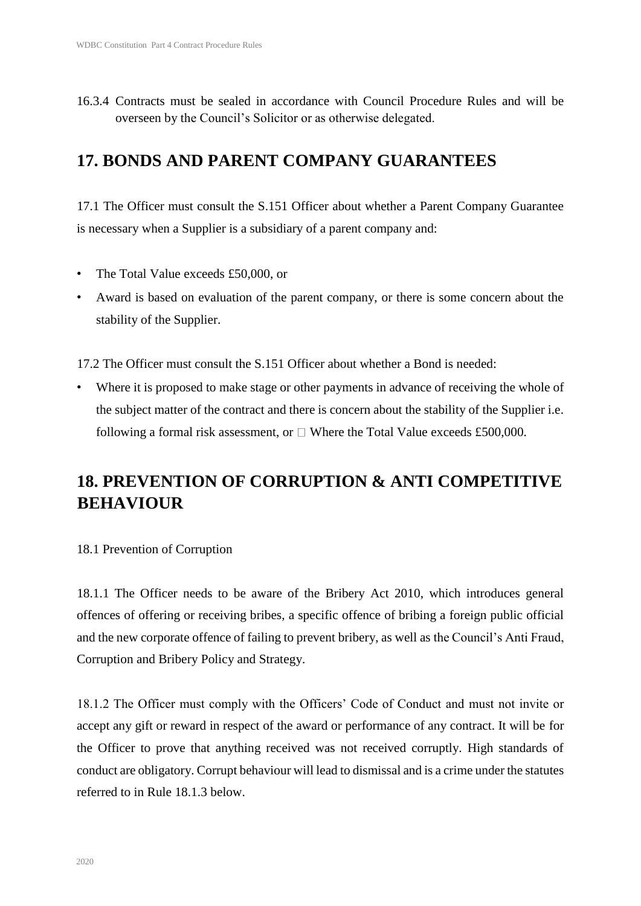16.3.4 Contracts must be sealed in accordance with Council Procedure Rules and will be overseen by the Council's Solicitor or as otherwise delegated.

## 17. BONDS AND PARENT COMPANY GUARANTEES

17.1 The Officer must consult the S.151 Officer about whether a Parent Company Guarantee is necessary when a Supplier is a subsidiary of a parent company and:

- The Total Value exceeds £50,000, or
- Award is based on evaluation of the parent company, or there is some concern about the stability of the Supplier.

17.2 The Officer must consult the S.151 Officer about whether a Bond is needed:

- Where it is proposed to make stage or other payments in advance of receiving the whole of the subject matter of the contract and there is concern about the stability of the Supplier i.e. following a formal risk assessment, or  Where the Total Value exceeds £500,000.

## 18. PREVENTION OF CORRUPTION & ANTI COMPETITIVE BEHAVIOUR

18.1 Prevention of Corruption

18.1.1 The Officer needs to be aware of the Bribery Act 2010, which introduces general offences of offering or receiving bribes, a specific offence of bribing a foreign public official and the new corporate offence of failing to prevent bribery, as well as the Council's Anti Fraud, Corruption and Bribery Policy and Strategy.

18.1.2 The Officer must comply with the Officers' Code of Conduct and must not invite or accept any gift or reward in respect of the award or performance of any contract. It will be for the Officer to prove that anything received was not received corruptly. High standards of conduct are obligatory. Corrupt behaviour will lead to dismissal and is a crime under the statutes referred to in Rule 18.1.3 below.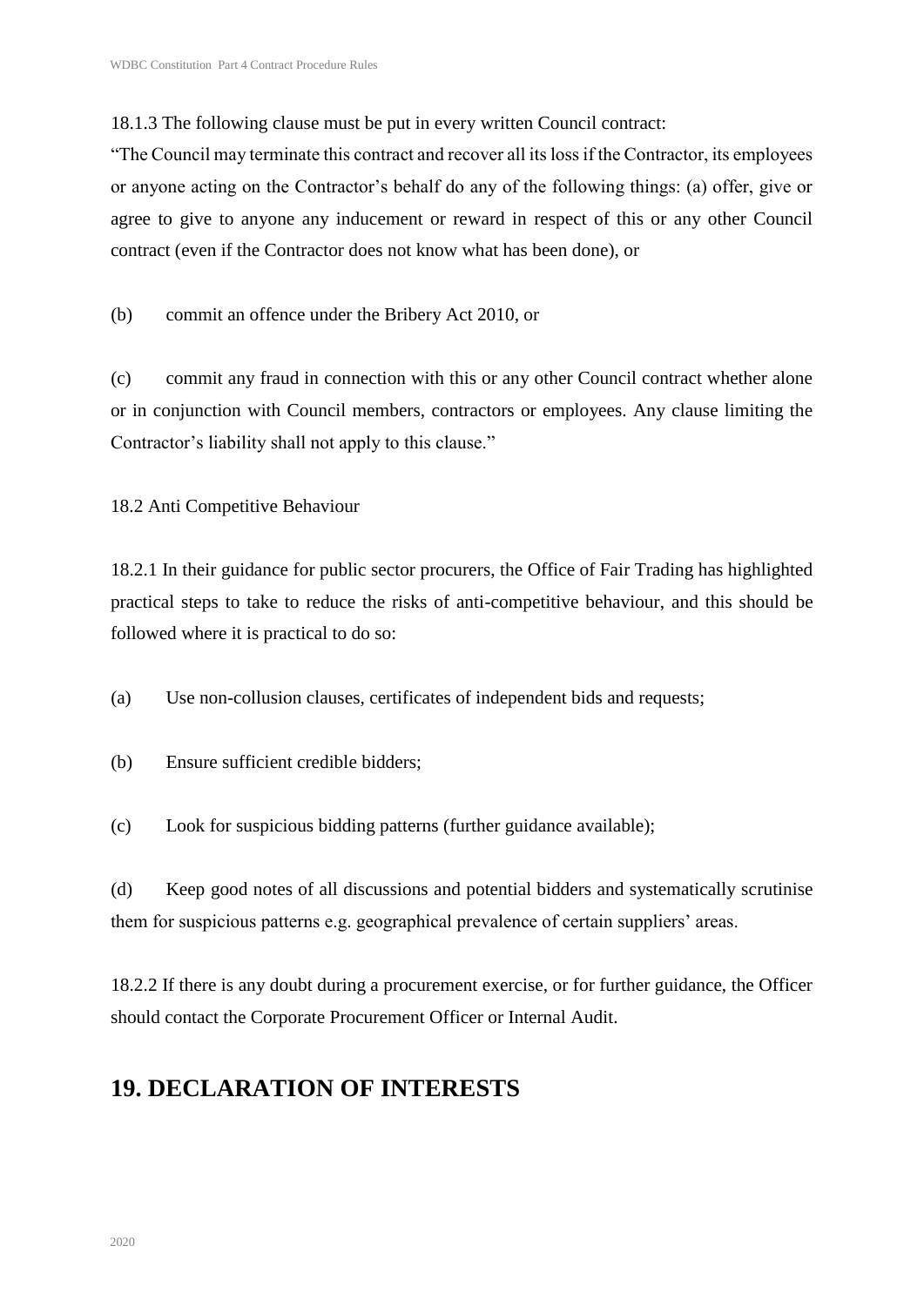18.1.3 The following clause must be put in every written Council contract:

"The Council may terminate this contract and recover all its loss if the Contractor, its employees or anyone acting on the Contractor's behalf do any of the following things: (a) offer, give or agree to give to anyone any inducement or reward in respect of this or any other Council contract (even if the Contractor does not know what has been done), or

(b) commit an offence under the Bribery Act 2010, or

(c) commit any fraud in connection with this or any other Council contract whether alone or in conjunction with Council members, contractors or employees. Any clause limiting the Contractor's liability shall not apply to this clause."

18.2 Anti Competitive Behaviour

18.2.1 In their guidance for public sector procurers, the Office of Fair Trading has highlighted practical steps to take to reduce the risks of anti-competitive behaviour, and this should be followed where it is practical to do so:

(a) Use non-collusion clauses, certificates of independent bids and requests;

(b) Ensure sufficient credible bidders;

(c) Look for suspicious bidding patterns (further guidance available);

(d) Keep good notes of all discussions and potential bidders and systematically scrutinise them for suspicious patterns e.g. geographical prevalence of certain suppliers' areas.

18.2.2 If there is any doubt during a procurement exercise, or for further guidance, the Officer should contact the Corporate Procurement Officer or Internal Audit.

## 19. DECLARATION OF INTERESTS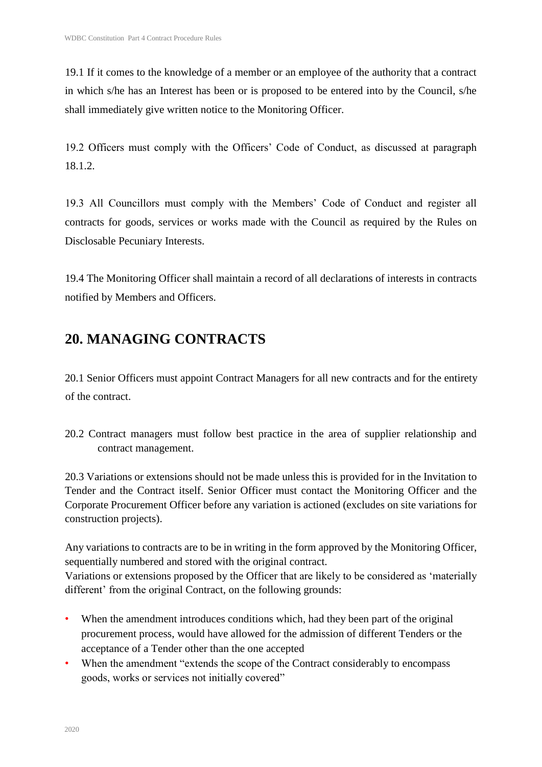19.1 If it comes to the knowledge of a member or an employee of the authority that a contract in which s/he has an Interest has been or is proposed to be entered into by the Council, s/he shall immediately give written notice to the Monitoring Officer.

19.2 Officers must comply with the Officers' Code of Conduct, as discussed at paragraph 18.1.2.

19.3 All Councillors must comply with the Members' Code of Conduct and register all contracts for goods, services or works made with the Council as required by the Rules on Disclosable Pecuniary Interests.

19.4 The Monitoring Officer shall maintain a record of all declarations of interests in contracts notified by Members and Officers.

## 20. MANAGING CONTRACTS

20.1 Senior Officers must appoint Contract Managers for all new contracts and for the entirety of the contract.

20.2 Contract managers must follow best practice in the area of supplier relationship and contract management.

20.3 Variations or extensions should not be made unless this is provided for in the Invitation to Tender and the Contract itself. Senior Officer must contact the Monitoring Officer and the Corporate Procurement Officer before any variation is actioned (excludes on site variations for construction projects).

Any variations to contracts are to be in writing in the form approved by the Monitoring Officer, sequentially numbered and stored with the original contract.
Variations or extensions proposed by the Officer that are likely to be considered as 'materially different' from the original Contract, on the following grounds:

- When the amendment introduces conditions which, had they been part of the original procurement process, would have allowed for the admission of different Tenders or the acceptance of a Tender other than the one accepted
- When the amendment "extends the scope of the Contract considerably to encompass goods, works or services not initially covered"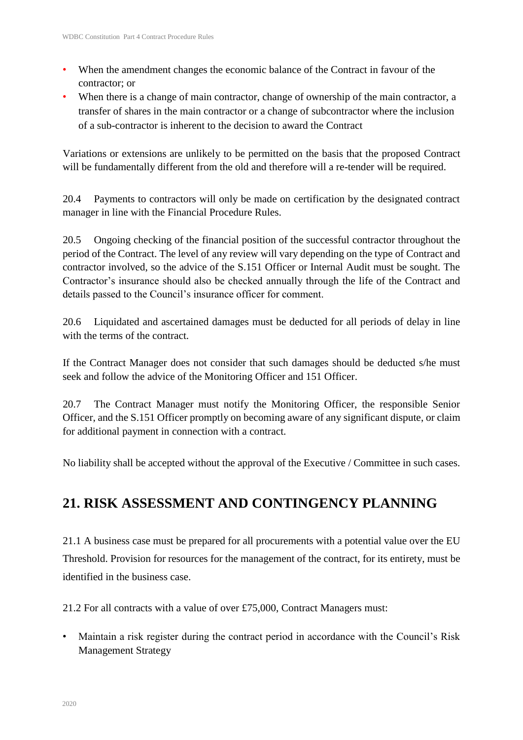- When the amendment changes the economic balance of the Contract in favour of the contractor; or
- When there is a change of main contractor, change of ownership of the main contractor, a transfer of shares in the main contractor or a change of subcontractor where the inclusion of a sub-contractor is inherent to the decision to award the Contract

Variations or extensions are unlikely to be permitted on the basis that the proposed Contract will be fundamentally different from the old and therefore will a re-tender will be required.

20.4 Payments to contractors will only be made on certification by the designated contract manager in line with the Financial Procedure Rules.

20.5 Ongoing checking of the financial position of the successful contractor throughout the period of the Contract. The level of any review will vary depending on the type of Contract and contractor involved, so the advice of the S.151 Officer or Internal Audit must be sought. The Contractor's insurance should also be checked annually through the life of the Contract and details passed to the Council's insurance officer for comment.

20.6 Liquidated and ascertained damages must be deducted for all periods of delay in line with the terms of the contract.

If the Contract Manager does not consider that such damages should be deducted s/he must seek and follow the advice of the Monitoring Officer and 151 Officer.

20.7 The Contract Manager must notify the Monitoring Officer, the responsible Senior Officer, and the S.151 Officer promptly on becoming aware of any significant dispute, or claim for additional payment in connection with a contract.

No liability shall be accepted without the approval of the Executive / Committee in such cases.

## 21. RISK ASSESSMENT AND CONTINGENCY PLANNING

21.1 A business case must be prepared for all procurements with a potential value over the EU Threshold. Provision for resources for the management of the contract, for its entirety, must be identified in the business case.

21.2 For all contracts with a value of over £75,000, Contract Managers must:

- Maintain a risk register during the contract period in accordance with the Council's Risk Management Strategy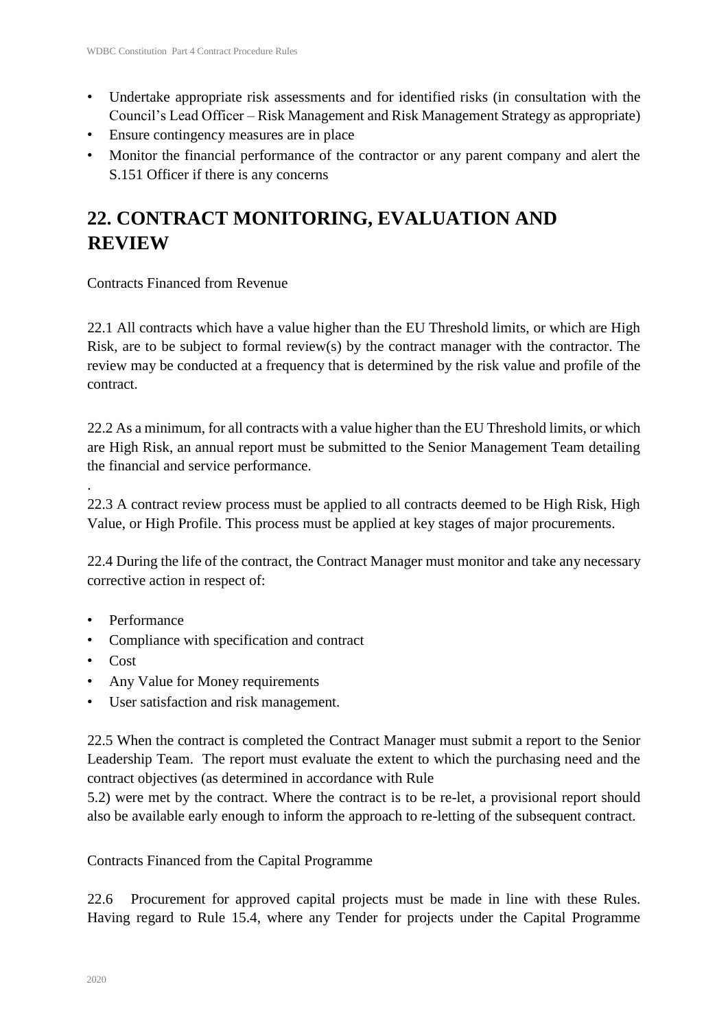- Undertake appropriate risk assessments and for identified risks (in consultation with the Council's Lead Officer – Risk Management and Risk Management Strategy as appropriate)
- Ensure contingency measures are in place
- Monitor the financial performance of the contractor or any parent company and alert the S.151 Officer if there is any concerns

# 22. CONTRACT MONITORING, EVALUATION AND REVIEW

Contracts Financed from Revenue

22.1 All contracts which have a value higher than the EU Threshold limits, or which are High Risk, are to be subject to formal review(s) by the contract manager with the contractor. The review may be conducted at a frequency that is determined by the risk value and profile of the contract.

22.2 As a minimum, for all contracts with a value higher than the EU Threshold limits, or which are High Risk, an annual report must be submitted to the Senior Management Team detailing the financial and service performance.

.

22.3 A contract review process must be applied to all contracts deemed to be High Risk, High Value, or High Profile. This process must be applied at key stages of major procurements.

22.4 During the life of the contract, the Contract Manager must monitor and take any necessary corrective action in respect of:

- Performance
- Compliance with specification and contract
- Cost
- Any Value for Money requirements
- User satisfaction and risk management.

22.5 When the contract is completed the Contract Manager must submit a report to the Senior Leadership Team. The report must evaluate the extent to which the purchasing need and the contract objectives (as determined in accordance with Rule 5.2) were met by the contract. Where the contract is to be re-let, a provisional report should also be available early enough to inform the approach to re-letting of the subsequent contract.

Contracts Financed from the Capital Programme

22.6 Procurement for approved capital projects must be made in line with these Rules. Having regard to Rule 15.4, where any Tender for projects under the Capital Programme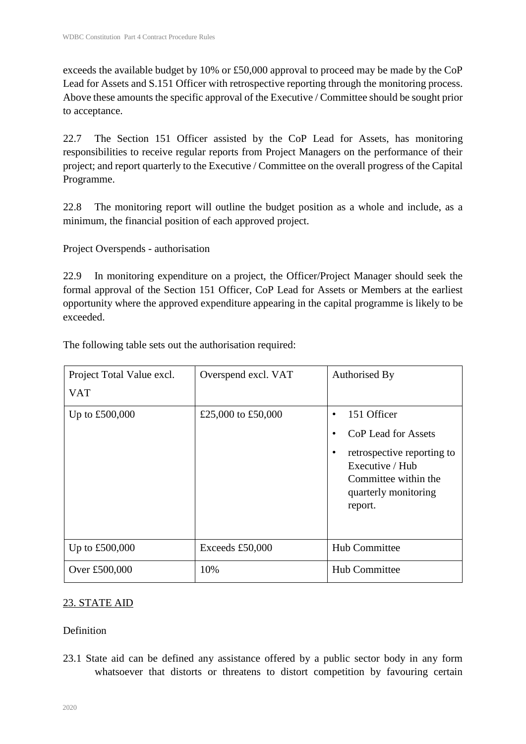exceeds the available budget by 10% or £50,000 approval to proceed may be made by the CoP Lead for Assets and S.151 Officer with retrospective reporting through the monitoring process. Above these amounts the specific approval of the Executive / Committee should be sought prior to acceptance.

22.7 The Section 151 Officer assisted by the CoP Lead for Assets, has monitoring responsibilities to receive regular reports from Project Managers on the performance of their project; and report quarterly to the Executive / Committee on the overall progress of the Capital Programme.

22.8 The monitoring report will outline the budget position as a whole and include, as a minimum, the financial position of each approved project.

Project Overspends - authorisation

22.9 In monitoring expenditure on a project, the Officer/Project Manager should seek the formal approval of the Section 151 Officer, CoP Lead for Assets or Members at the earliest opportunity where the approved expenditure appearing in the capital programme is likely to be exceeded.

The following table sets out the authorisation required:

| Project Total Value excl. VAT | Overspend excl. VAT | Authorised By |
|---|---|---|
| Up to £500,000 | £25,000 to £50,000 | • 151 Officer<br>• CoP Lead for Assets<br>• retrospective reporting to Executive / Hub Committee within the quarterly monitoring report. |
| Up to £500,000 | Exceeds £50,000 | Hub Committee |
| Over £500,000 | 10% | Hub Committee |

## 23. STATE AID

Definition

23.1 State aid can be defined any assistance offered by a public sector body in any form whatsoever that distorts or threatens to distort competition by favouring certain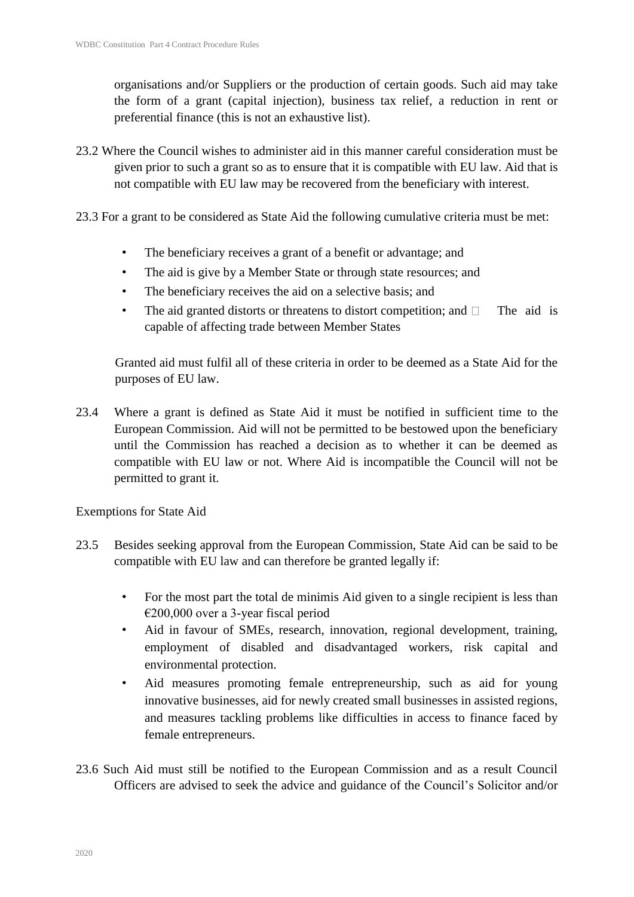organisations and/or Suppliers or the production of certain goods. Such aid may take the form of a grant (capital injection), business tax relief, a reduction in rent or preferential finance (this is not an exhaustive list).

23.2 Where the Council wishes to administer aid in this manner careful consideration must be given prior to such a grant so as to ensure that it is compatible with EU law. Aid that is not compatible with EU law may be recovered from the beneficiary with interest.

23.3 For a grant to be considered as State Aid the following cumulative criteria must be met:

- The beneficiary receives a grant of a benefit or advantage; and
- The aid is give by a Member State or through state resources; and
- The beneficiary receives the aid on a selective basis; and
- The aid granted distorts or threatens to distort competition; and  The aid is capable of affecting trade between Member States

Granted aid must fulfil all of these criteria in order to be deemed as a State Aid for the purposes of EU law.

23.4 Where a grant is defined as State Aid it must be notified in sufficient time to the European Commission. Aid will not be permitted to be bestowed upon the beneficiary until the Commission has reached a decision as to whether it can be deemed as compatible with EU law or not. Where Aid is incompatible the Council will not be permitted to grant it.

Exemptions for State Aid

23.5 Besides seeking approval from the European Commission, State Aid can be said to be compatible with EU law and can therefore be granted legally if:

- For the most part the total de minimis Aid given to a single recipient is less than €200,000 over a 3-year fiscal period
- Aid in favour of SMEs, research, innovation, regional development, training, employment of disabled and disadvantaged workers, risk capital and environmental protection.
- Aid measures promoting female entrepreneurship, such as aid for young innovative businesses, aid for newly created small businesses in assisted regions, and measures tackling problems like difficulties in access to finance faced by female entrepreneurs.

23.6 Such Aid must still be notified to the European Commission and as a result Council Officers are advised to seek the advice and guidance of the Council's Solicitor and/or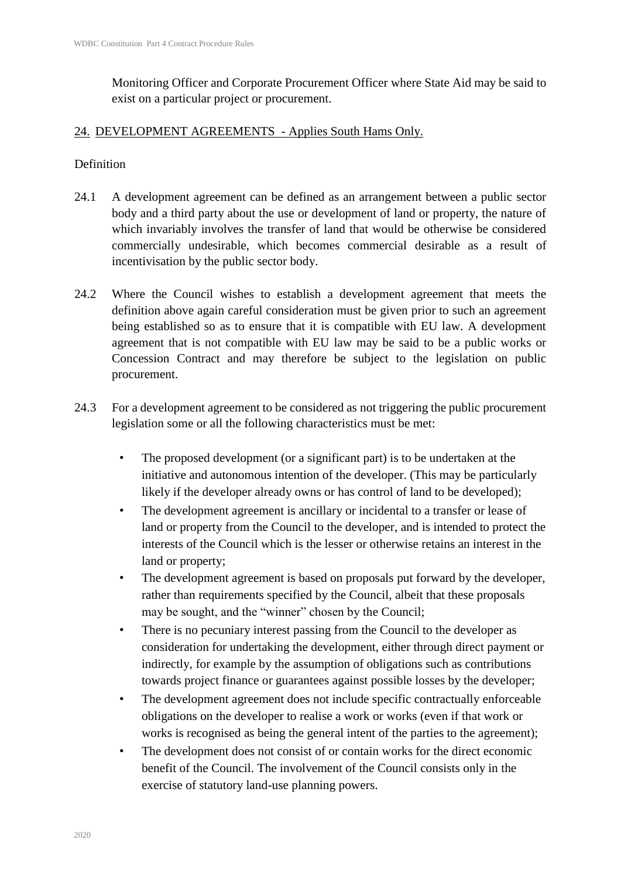Monitoring Officer and Corporate Procurement Officer where State Aid may be said to exist on a particular project or procurement.

## 24. DEVELOPMENT AGREEMENTS - Applies South Hams Only.

Definition

24.1 A development agreement can be defined as an arrangement between a public sector body and a third party about the use or development of land or property, the nature of which invariably involves the transfer of land that would be otherwise be considered commercially undesirable, which becomes commercial desirable as a result of incentivisation by the public sector body.

24.2 Where the Council wishes to establish a development agreement that meets the definition above again careful consideration must be given prior to such an agreement being established so as to ensure that it is compatible with EU law. A development agreement that is not compatible with EU law may be said to be a public works or Concession Contract and may therefore be subject to the legislation on public procurement.

24.3 For a development agreement to be considered as not triggering the public procurement legislation some or all the following characteristics must be met:

- The proposed development (or a significant part) is to be undertaken at the initiative and autonomous intention of the developer. (This may be particularly likely if the developer already owns or has control of land to be developed);
- The development agreement is ancillary or incidental to a transfer or lease of land or property from the Council to the developer, and is intended to protect the interests of the Council which is the lesser or otherwise retains an interest in the land or property;
- The development agreement is based on proposals put forward by the developer, rather than requirements specified by the Council, albeit that these proposals may be sought, and the "winner" chosen by the Council;
- There is no pecuniary interest passing from the Council to the developer as consideration for undertaking the development, either through direct payment or indirectly, for example by the assumption of obligations such as contributions towards project finance or guarantees against possible losses by the developer;
- The development agreement does not include specific contractually enforceable obligations on the developer to realise a work or works (even if that work or works is recognised as being the general intent of the parties to the agreement);
- The development does not consist of or contain works for the direct economic benefit of the Council. The involvement of the Council consists only in the exercise of statutory land-use planning powers.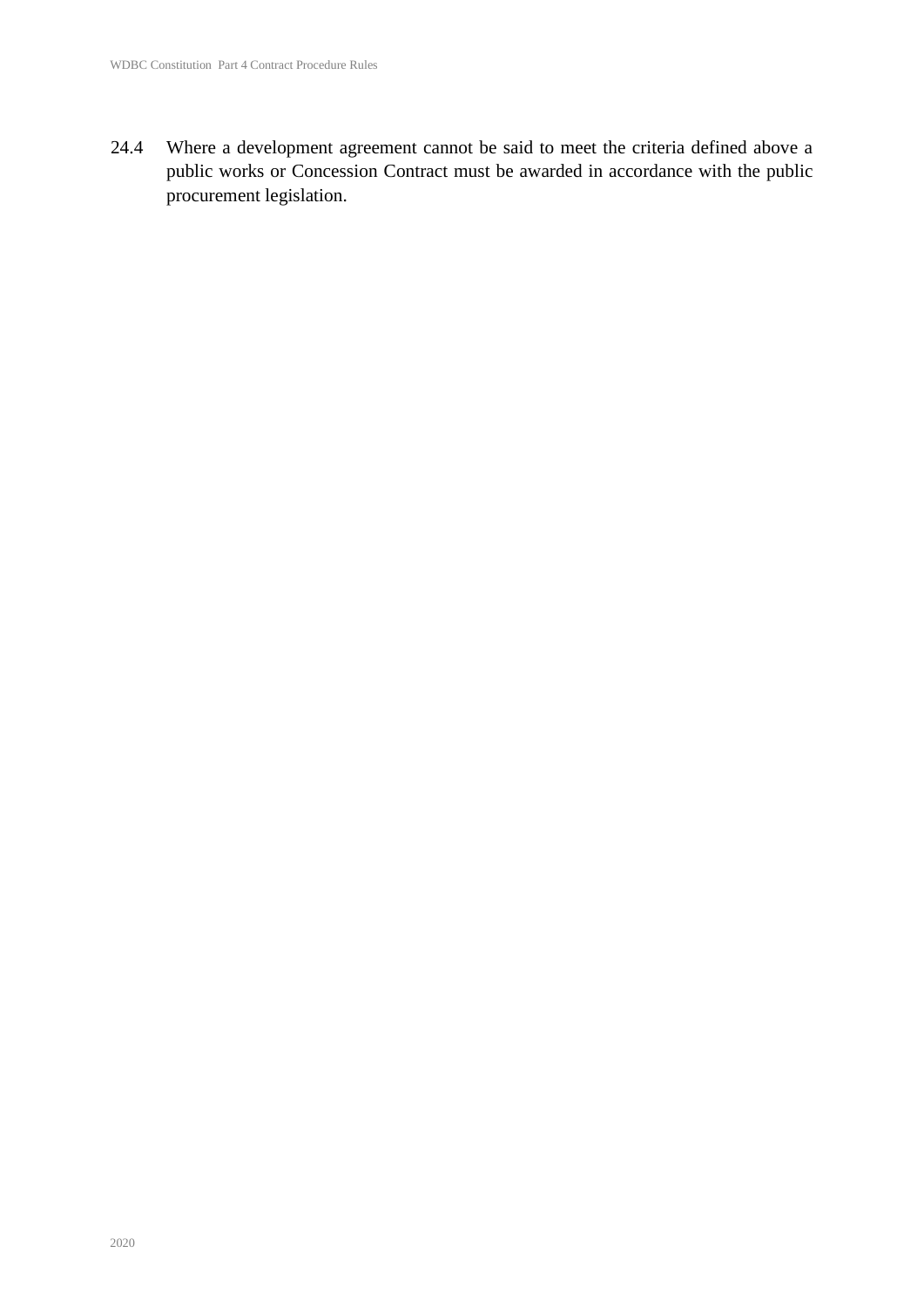24.4 Where a development agreement cannot be said to meet the criteria defined above a public works or Concession Contract must be awarded in accordance with the public procurement legislation.